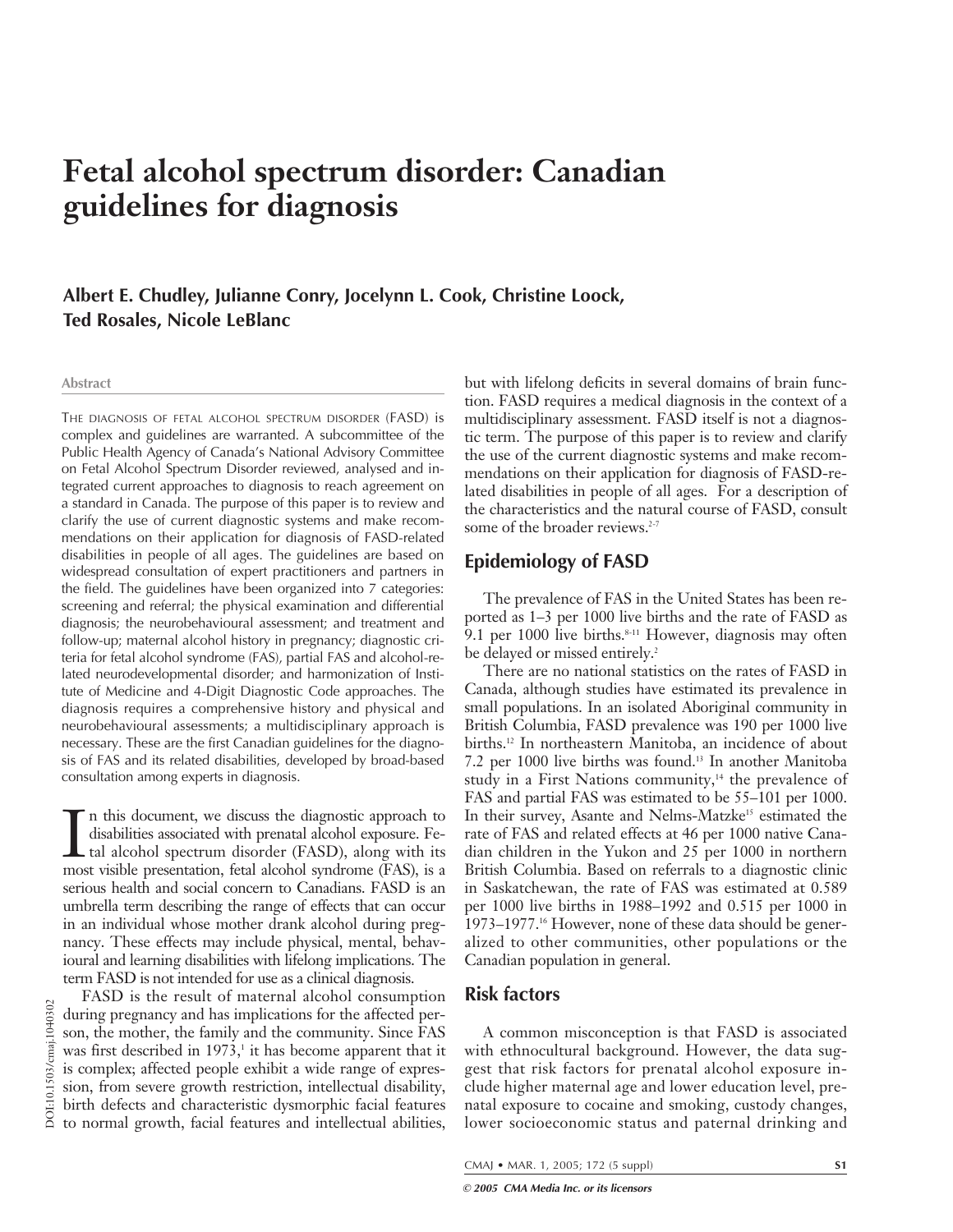# Fetal alcohol spectrum disorder: Canadian guidelines for diagnosis

**Albert E. Chudley, Julianne Conry, Jocelynn L. Cook, Christine Loock, Ted Rosales, Nicole LeBlanc**

## Abstract

THE DIAGNOSIS OF FETAL ALCOHOL SPECTRUM DISORDER (FASD) is complex and guidelines are warranted. A subcommittee of the Public Health Agency of Canada's National Advisory Committee on Fetal Alcohol Spectrum Disorder reviewed, analysed and integrated current approaches to diagnosis to reach agreement on a standard in Canada. The purpose of this paper is to review and clarify the use of current diagnostic systems and make recommendations on their application for diagnosis of FASD-related disabilities in people of all ages. The guidelines are based on widespread consultation of expert practitioners and partners in the field. The guidelines have been organized into 7 categories: screening and referral; the physical examination and differential diagnosis; the neurobehavioural assessment; and treatment and follow-up; maternal alcohol history in pregnancy; diagnostic criteria for fetal alcohol syndrome (FAS), partial FAS and alcohol-related neurodevelopmental disorder; and harmonization of Institute of Medicine and 4-Digit Diagnostic Code approaches. The diagnosis requires a comprehensive history and physical and neurobehavioural assessments; a multidisciplinary approach is necessary. These are the first Canadian guidelines for the diagnosis of FAS and its related disabilities, developed by broad-based consultation among experts in diagnosis.

In this document, we discuss the diagnostic approach to disabilities associated with prenatal alcohol exposure. Fetal alcohol spectrum disorder (FASD), along with its most visible presentation, fetal alcohol syndrome (FAS), is a serious health and social concern to Canadians. FASD is an umbrella term describing the range of effects that can occur in an individual whose mother drank alcohol during pregnancy. These effects may include physical, mental, behavioural and learning disabilities with lifelong implications. The term FASD is not intended for use as a clinical diagnosis.

FASD is the result of maternal alcohol consumption during pregnancy and has implications for the affected person, the mother, the family and the community. Since FAS was first described in 1973,[1] it has become apparent that it is complex; affected people exhibit a wide range of expression, from severe growth restriction, intellectual disability, birth defects and characteristic dysmorphic facial features to normal growth, facial features and intellectual abilities, but with lifelong deficits in several domains of brain function. FASD requires a medical diagnosis in the context of a multidisciplinary assessment. FASD itself is not a diagnostic term. The purpose of this paper is to review and clarify the use of the current diagnostic systems and make recommendations on their application for diagnosis of FASD-related disabilities in people of all ages. For a description of the characteristics and the natural course of FASD, consult some of the broader reviews.[2-7]

DOI:10.1503/cmaj.1040302

## Epidemiology of FASD

The prevalence of FAS in the United States has been reported as 1–3 per 1000 live births and the rate of FASD as 9.1 per 1000 live births.[8-11] However, diagnosis may often be delayed or missed entirely.[2]

There are no national statistics on the rates of FASD in Canada, although studies have estimated its prevalence in small populations. In an isolated Aboriginal community in British Columbia, FASD prevalence was 190 per 1000 live births.[12] In northeastern Manitoba, an incidence of about 7.2 per 1000 live births was found.[13] In another Manitoba study in a First Nations community,[14] the prevalence of FAS and partial FAS was estimated to be 55–101 per 1000. In their survey, Asante and Nelms-Matzke[15] estimated the rate of FAS and related effects at 46 per 1000 native Canadian children in the Yukon and 25 per 1000 in northern British Columbia. Based on referrals to a diagnostic clinic in Saskatchewan, the rate of FAS was estimated at 0.589 per 1000 live births in 1988–1992 and 0.515 per 1000 in 1973–1977.[16] However, none of these data should be generalized to other communities, other populations or the Canadian population in general.

## Risk factors

A common misconception is that FASD is associated with ethnocultural background. However, the data suggest that risk factors for prenatal alcohol exposure include higher maternal age and lower education level, prenatal exposure to cocaine and smoking, custody changes, lower socioeconomic status and paternal drinking and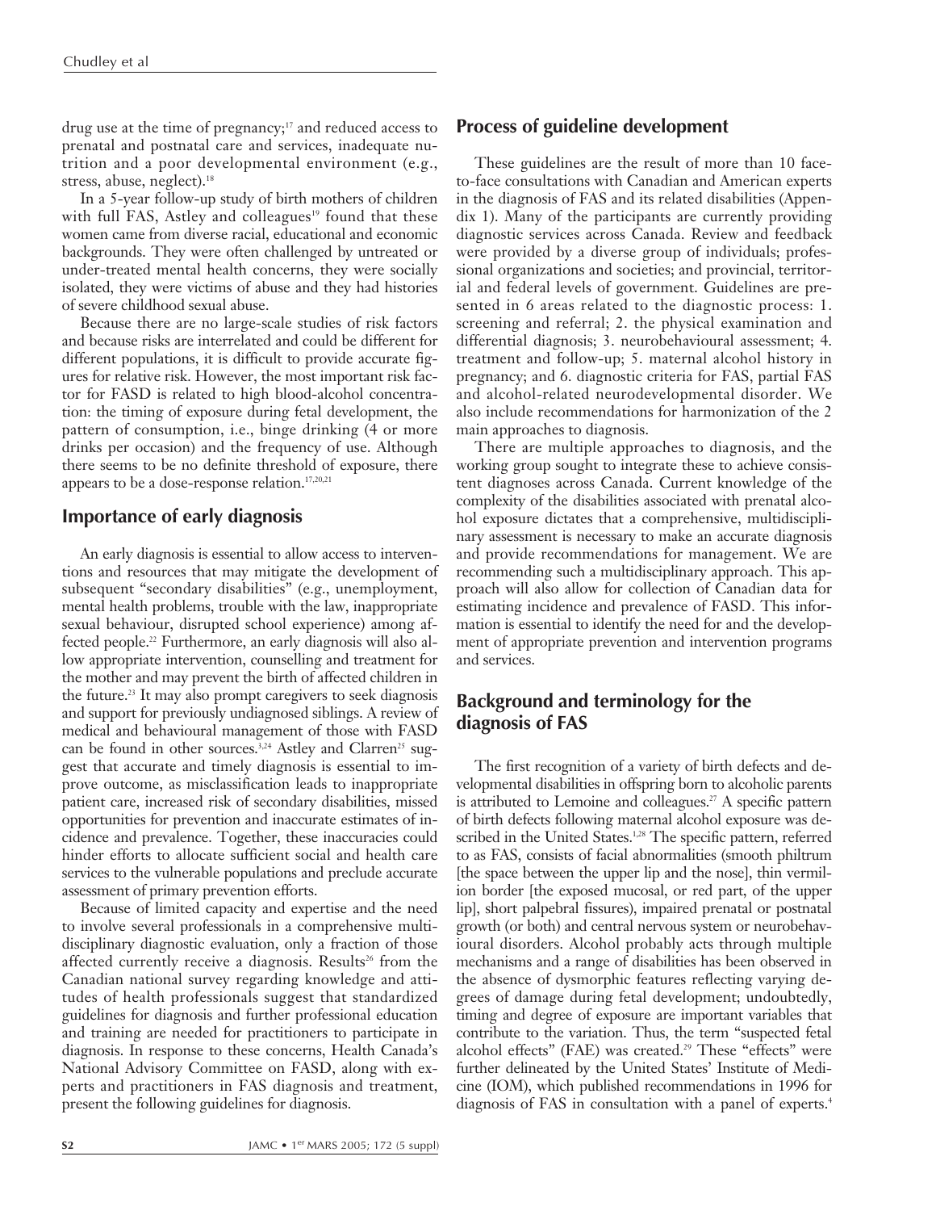drug use at the time of pregnancy;[17] and reduced access to prenatal and postnatal care and services, inadequate nutrition and a poor developmental environment (e.g., stress, abuse, neglect).[18]

In a 5-year follow-up study of birth mothers of children with full FAS, Astley and colleagues[19] found that these women came from diverse racial, educational and economic backgrounds. They were often challenged by untreated or under-treated mental health concerns, they were socially isolated, they were victims of abuse and they had histories of severe childhood sexual abuse.

Because there are no large-scale studies of risk factors and because risks are interrelated and could be different for different populations, it is difficult to provide accurate figures for relative risk. However, the most important risk factor for FASD is related to high blood-alcohol concentration: the timing of exposure during fetal development, the pattern of consumption, i.e., binge drinking (4 or more drinks per occasion) and the frequency of use. Although there seems to be no definite threshold of exposure, there appears to be a dose-response relation.[17,20,21]

## Importance of early diagnosis

An early diagnosis is essential to allow access to interventions and resources that may mitigate the development of subsequent "secondary disabilities" (e.g., unemployment, mental health problems, trouble with the law, inappropriate sexual behaviour, disrupted school experience) among affected people.[22] Furthermore, an early diagnosis will also allow appropriate intervention, counselling and treatment for the mother and may prevent the birth of affected children in the future.[23] It may also prompt caregivers to seek diagnosis and support for previously undiagnosed siblings. A review of medical and behavioural management of those with FASD can be found in other sources.[3,24] Astley and Clarren[25] suggest that accurate and timely diagnosis is essential to improve outcome, as misclassification leads to inappropriate patient care, increased risk of secondary disabilities, missed opportunities for prevention and inaccurate estimates of incidence and prevalence. Together, these inaccuracies could hinder efforts to allocate sufficient social and health care services to the vulnerable populations and preclude accurate assessment of primary prevention efforts.

Because of limited capacity and expertise and the need to involve several professionals in a comprehensive multidisciplinary diagnostic evaluation, only a fraction of those affected currently receive a diagnosis. Results[26] from the Canadian national survey regarding knowledge and attitudes of health professionals suggest that standardized guidelines for diagnosis and further professional education and training are needed for practitioners to participate in diagnosis. In response to these concerns, Health Canada's National Advisory Committee on FASD, along with experts and practitioners in FAS diagnosis and treatment, present the following guidelines for diagnosis.

## Process of guideline development

These guidelines are the result of more than 10 face-to-face consultations with Canadian and American experts in the diagnosis of FAS and its related disabilities (Appendix 1). Many of the participants are currently providing diagnostic services across Canada. Review and feedback were provided by a diverse group of individuals; professional organizations and societies; and provincial, territorial and federal levels of government. Guidelines are presented in 6 areas related to the diagnostic process: 1. screening and referral; 2. the physical examination and differential diagnosis; 3. neurobehavioural assessment; 4. treatment and follow-up; 5. maternal alcohol history in pregnancy; and 6. diagnostic criteria for FAS, partial FAS and alcohol-related neurodevelopmental disorder. We also include recommendations for harmonization of the 2 main approaches to diagnosis.

There are multiple approaches to diagnosis, and the working group sought to integrate these to achieve consistent diagnoses across Canada. Current knowledge of the complexity of the disabilities associated with prenatal alcohol exposure dictates that a comprehensive, multidisciplinary assessment is necessary to make an accurate diagnosis and provide recommendations for management. We are recommending such a multidisciplinary approach. This approach will also allow for collection of Canadian data for estimating incidence and prevalence of FASD. This information is essential to identify the need for and the development of appropriate prevention and intervention programs and services.

## Background and terminology for the diagnosis of FAS

The first recognition of a variety of birth defects and developmental disabilities in offspring born to alcoholic parents is attributed to Lemoine and colleagues.[27] A specific pattern of birth defects following maternal alcohol exposure was described in the United States.[1,28] The specific pattern, referred to as FAS, consists of facial abnormalities (smooth philtrum [the space between the upper lip and the nose], thin vermilion border [the exposed mucosal, or red part, of the upper lip], short palpebral fissures), impaired prenatal or postnatal growth (or both) and central nervous system or neurobehavioural disorders. Alcohol probably acts through multiple mechanisms and a range of disabilities has been observed in the absence of dysmorphic features reflecting varying degrees of damage during fetal development; undoubtedly, timing and degree of exposure are important variables that contribute to the variation. Thus, the term "suspected fetal alcohol effects" (FAE) was created.[29] These "effects" were further delineated by the United States' Institute of Medicine (IOM), which published recommendations in 1996 for diagnosis of FAS in consultation with a panel of experts.[4]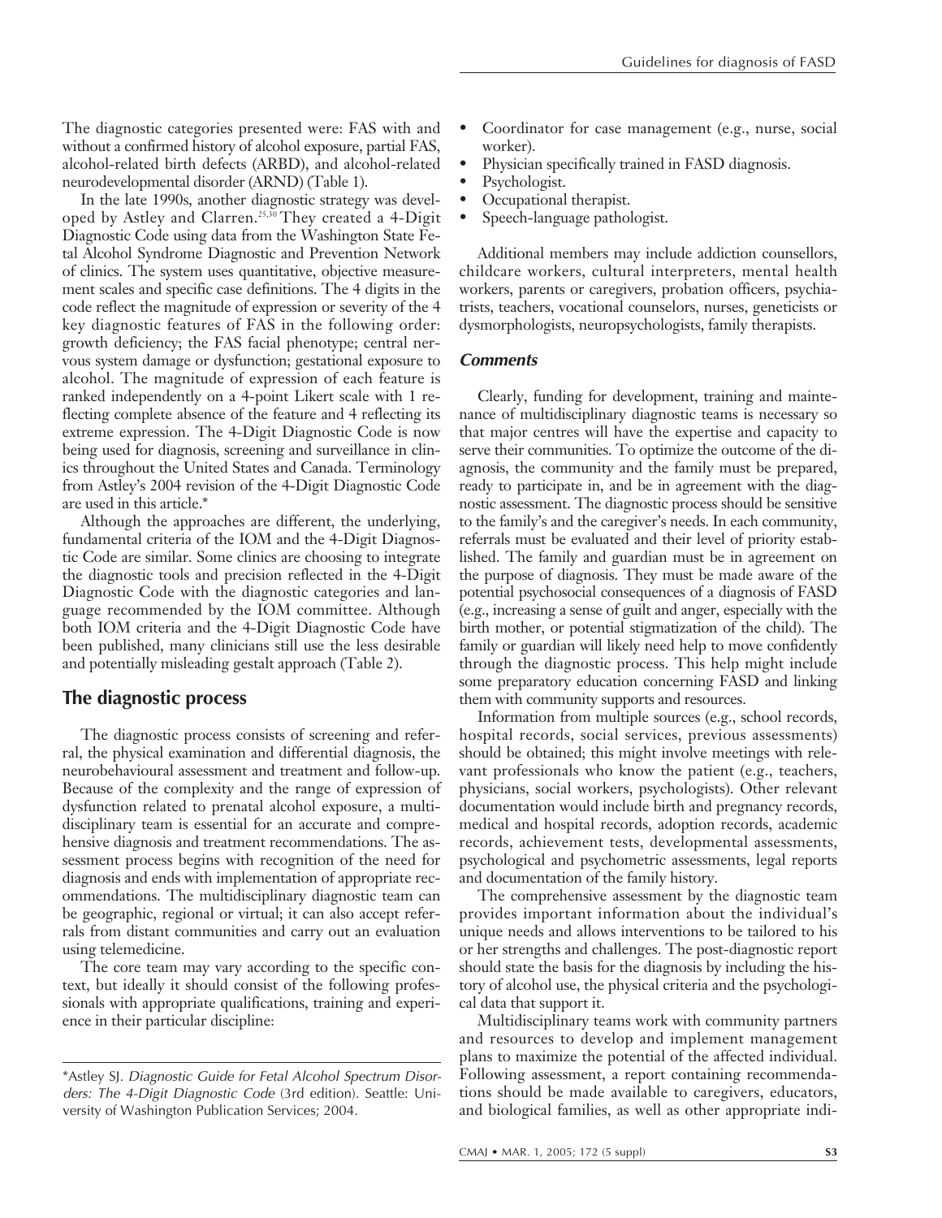The diagnostic categories presented were: FAS with and without a confirmed history of alcohol exposure, partial FAS, alcohol-related birth defects (ARBD), and alcohol-related neurodevelopmental disorder (ARND) (Table 1).

In the late 1990s, another diagnostic strategy was developed by Astley and Clarren.[25,30] They created a 4-Digit Diagnostic Code using data from the Washington State Fetal Alcohol Syndrome Diagnostic and Prevention Network of clinics. The system uses quantitative, objective measurement scales and specific case definitions. The 4 digits in the code reflect the magnitude of expression or severity of the 4 key diagnostic features of FAS in the following order: growth deficiency; the FAS facial phenotype; central nervous system damage or dysfunction; gestational exposure to alcohol. The magnitude of expression of each feature is ranked independently on a 4-point Likert scale with 1 reflecting complete absence of the feature and 4 reflecting its extreme expression. The 4-Digit Diagnostic Code is now being used for diagnosis, screening and surveillance in clinics throughout the United States and Canada. Terminology from Astley's 2004 revision of the 4-Digit Diagnostic Code are used in this article.*

Although the approaches are different, the underlying, fundamental criteria of the IOM and the 4-Digit Diagnostic Code are similar. Some clinics are choosing to integrate the diagnostic tools and precision reflected in the 4-Digit Diagnostic Code with the diagnostic categories and language recommended by the IOM committee. Although both IOM criteria and the 4-Digit Diagnostic Code have been published, many clinicians still use the less desirable and potentially misleading gestalt approach (Table 2).

## The diagnostic process

The diagnostic process consists of screening and referral, the physical examination and differential diagnosis, the neurobehavioural assessment and treatment and follow-up. Because of the complexity and the range of expression of dysfunction related to prenatal alcohol exposure, a multidisciplinary team is essential for an accurate and comprehensive diagnosis and treatment recommendations. The assessment process begins with recognition of the need for diagnosis and ends with implementation of appropriate recommendations. The multidisciplinary diagnostic team can be geographic, regional or virtual; it can also accept referrals from distant communities and carry out an evaluation using telemedicine.

The core team may vary according to the specific context, but ideally it should consist of the following professionals with appropriate qualifications, training and experience in their particular discipline:

- Coordinator for case management (e.g., nurse, social worker).
- Physician specifically trained in FASD diagnosis.
- Psychologist.
- Occupational therapist.
- Speech-language pathologist.

Additional members may include addiction counsellors, childcare workers, cultural interpreters, mental health workers, parents or caregivers, probation officers, psychiatrists, teachers, vocational counselors, nurses, geneticists or dysmorphologists, neuropsychologists, family therapists.

### *Comments*

Clearly, funding for development, training and maintenance of multidisciplinary diagnostic teams is necessary so that major centres will have the expertise and capacity to serve their communities. To optimize the outcome of the diagnosis, the community and the family must be prepared, ready to participate in, and be in agreement with the diagnostic assessment. The diagnostic process should be sensitive to the family's and the caregiver's needs. In each community, referrals must be evaluated and their level of priority established. The family and guardian must be in agreement on the purpose of diagnosis. They must be made aware of the potential psychosocial consequences of a diagnosis of FASD (e.g., increasing a sense of guilt and anger, especially with the birth mother, or potential stigmatization of the child). The family or guardian will likely need help to move confidently through the diagnostic process. This help might include some preparatory education concerning FASD and linking them with community supports and resources.

Information from multiple sources (e.g., school records, hospital records, social services, previous assessments) should be obtained; this might involve meetings with relevant professionals who know the patient (e.g., teachers, physicians, social workers, psychologists). Other relevant documentation would include birth and pregnancy records, medical and hospital records, adoption records, academic records, achievement tests, developmental assessments, psychological and psychometric assessments, legal reports and documentation of the family history.

The comprehensive assessment by the diagnostic team provides important information about the individual's unique needs and allows interventions to be tailored to his or her strengths and challenges. The post-diagnostic report should state the basis for the diagnosis by including the history of alcohol use, the physical criteria and the psychological data that support it.

Multidisciplinary teams work with community partners and resources to develop and implement management plans to maximize the potential of the affected individual. Following assessment, a report containing recommendations should be made available to caregivers, educators, and biological families, as well as other appropriate indi-

---

*Astley SJ. *Diagnostic Guide for Fetal Alcohol Spectrum Disorders: The 4-Digit Diagnostic Code* (3rd edition). Seattle: University of Washington Publication Services; 2004.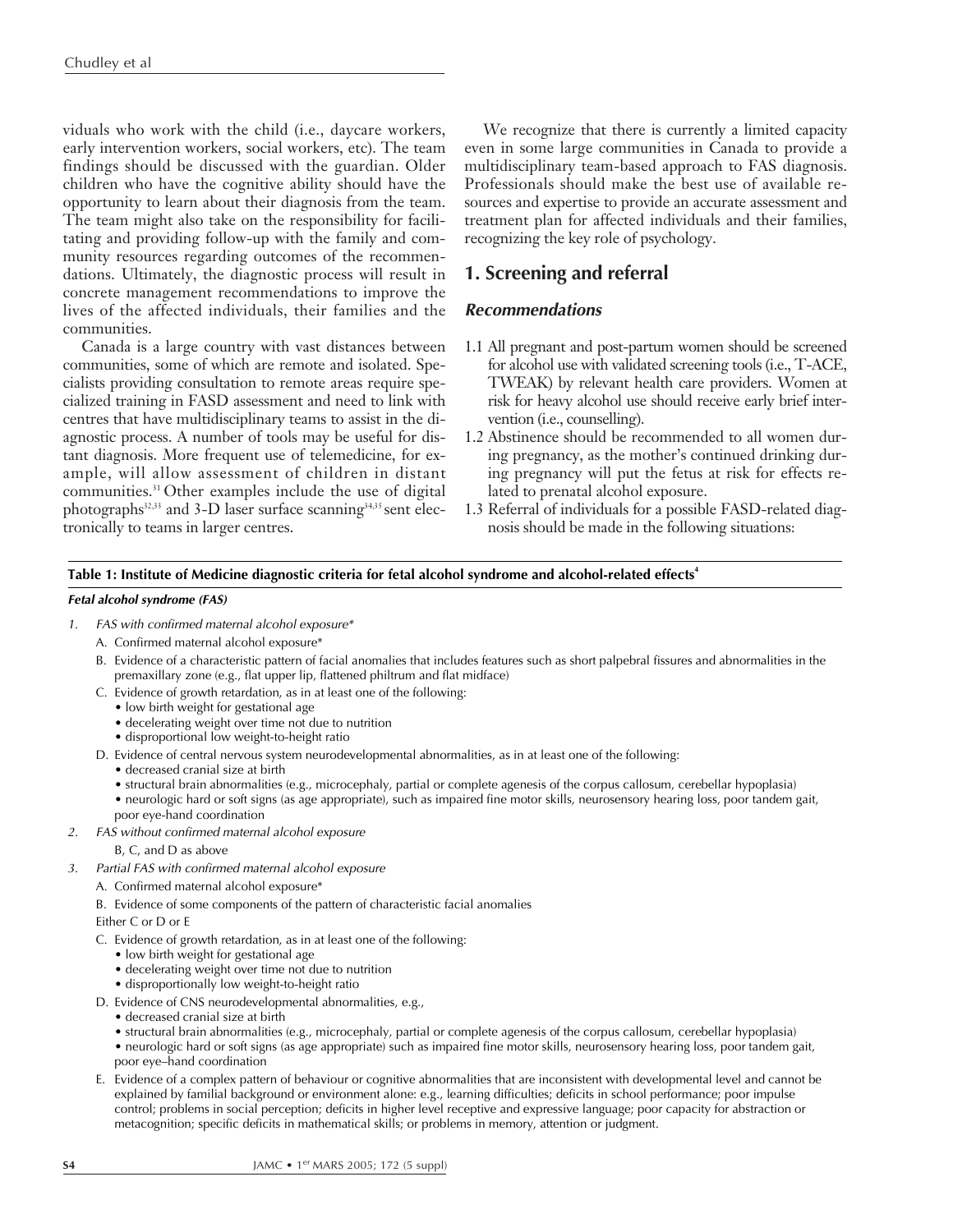viduals who work with the child (i.e., daycare workers, early intervention workers, social workers, etc). The team findings should be discussed with the guardian. Older children who have the cognitive ability should have the opportunity to learn about their diagnosis from the team. The team might also take on the responsibility for facilitating and providing follow-up with the family and community resources regarding outcomes of the recommendations. Ultimately, the diagnostic process will result in concrete management recommendations to improve the lives of the affected individuals, their families and the communities.

Canada is a large country with vast distances between communities, some of which are remote and isolated. Specialists providing consultation to remote areas require specialized training in FASD assessment and need to link with centres that have multidisciplinary teams to assist in the diagnostic process. A number of tools may be useful for distant diagnosis. More frequent use of telemedicine, for example, will allow assessment of children in distant communities.[31] Other examples include the use of digital photographs[32,33] and 3-D laser surface scanning[34,35] sent electronically to teams in larger centres.

We recognize that there is currently a limited capacity even in some large communities in Canada to provide a multidisciplinary team-based approach to FAS diagnosis. Professionals should make the best use of available resources and expertise to provide an accurate assessment and treatment plan for affected individuals and their families, recognizing the key role of psychology.

## 1. Screening and referral

### *Recommendations*

1.1 All pregnant and post-partum women should be screened for alcohol use with validated screening tools (i.e., T-ACE, TWEAK) by relevant health care providers. Women at risk for heavy alcohol use should receive early brief intervention (i.e., counselling).

1.2 Abstinence should be recommended to all women during pregnancy, as the mother's continued drinking during pregnancy will put the fetus at risk for effects related to prenatal alcohol exposure.

1.3 Referral of individuals for a possible FASD-related diagnosis should be made in the following situations:

**Table 1: Institute of Medicine diagnostic criteria for fetal alcohol syndrome and alcohol-related effects[4]**

***Fetal alcohol syndrome (FAS)***

1. *FAS with confirmed maternal alcohol exposure\**
   - A. Confirmed maternal alcohol exposure\*
   - B. Evidence of a characteristic pattern of facial anomalies that includes features such as short palpebral fissures and abnormalities in the premaxillary zone (e.g., flat upper lip, flattened philtrum and flat midface)
   - C. Evidence of growth retardation, as in at least one of the following:
     - low birth weight for gestational age
     - decelerating weight over time not due to nutrition
     - disproportional low weight-to-height ratio
   - D. Evidence of central nervous system neurodevelopmental abnormalities, as in at least one of the following:
     - decreased cranial size at birth
     - structural brain abnormalities (e.g., microcephaly, partial or complete agenesis of the corpus callosum, cerebellar hypoplasia)
     - neurologic hard or soft signs (as age appropriate), such as impaired fine motor skills, neurosensory hearing loss, poor tandem gait, poor eye-hand coordination
2. *FAS without confirmed maternal alcohol exposure*
   - B, C, and D as above
3. *Partial FAS with confirmed maternal alcohol exposure*
   - A. Confirmed maternal alcohol exposure\*
   - B. Evidence of some components of the pattern of characteristic facial anomalies
   - Either C or D or E
   - C. Evidence of growth retardation, as in at least one of the following:
     - low birth weight for gestational age
     - decelerating weight over time not due to nutrition
     - disproportionally low weight-to-height ratio
   - D. Evidence of CNS neurodevelopmental abnormalities, e.g.,
     - decreased cranial size at birth
     - structural brain abnormalities (e.g., microcephaly, partial or complete agenesis of the corpus callosum, cerebellar hypoplasia)
     - neurologic hard or soft signs (as age appropriate) such as impaired fine motor skills, neurosensory hearing loss, poor tandem gait, poor eye–hand coordination
   - E. Evidence of a complex pattern of behaviour or cognitive abnormalities that are inconsistent with developmental level and cannot be explained by familial background or environment alone: e.g., learning difficulties; deficits in school performance; poor impulse control; problems in social perception; deficits in higher level receptive and expressive language; poor capacity for abstraction or metacognition; specific deficits in mathematical skills; or problems in memory, attention or judgment.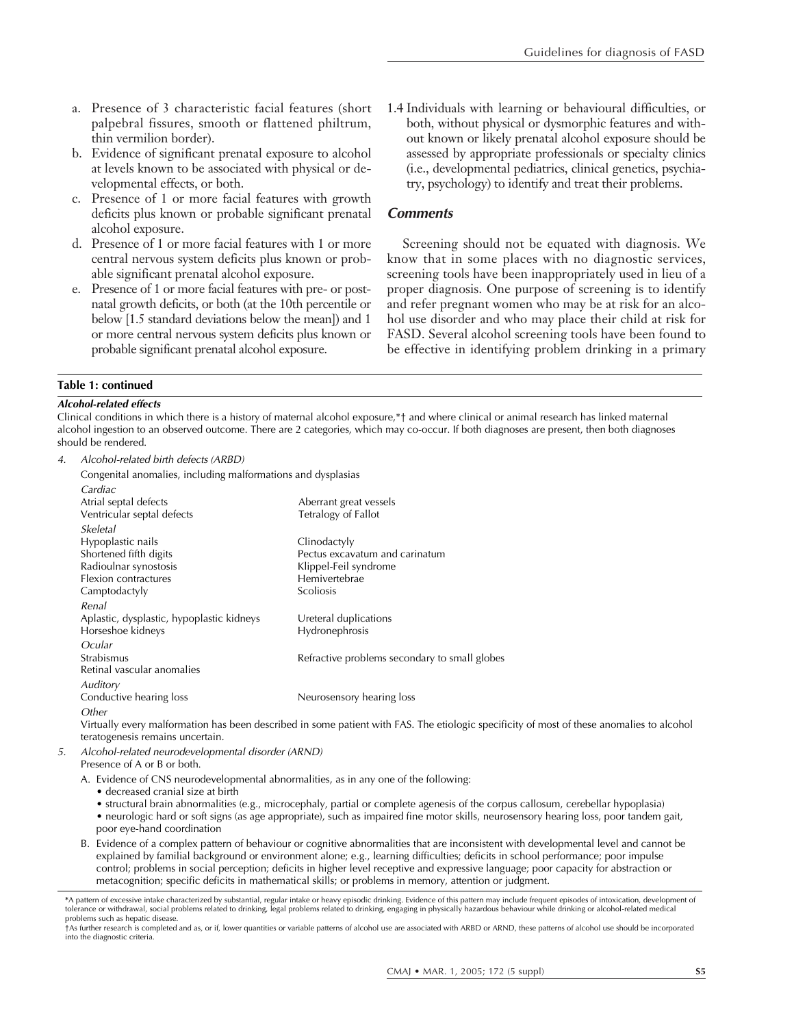a. Presence of 3 characteristic facial features (short palpebral fissures, smooth or flattened philtrum, thin vermilion border).
b. Evidence of significant prenatal exposure to alcohol at levels known to be associated with physical or developmental effects, or both.
c. Presence of 1 or more facial features with growth deficits plus known or probable significant prenatal alcohol exposure.
d. Presence of 1 or more facial features with 1 or more central nervous system deficits plus known or probable significant prenatal alcohol exposure.
e. Presence of 1 or more facial features with pre- or postnatal growth deficits, or both (at the 10th percentile or below [1.5 standard deviations below the mean]) and 1 or more central nervous system deficits plus known or probable significant prenatal alcohol exposure.

1.4 Individuals with learning or behavioural difficulties, or both, without physical or dysmorphic features and without known or likely prenatal alcohol exposure should be assessed by appropriate professionals or specialty clinics (i.e., developmental pediatrics, clinical genetics, psychiatry, psychology) to identify and treat their problems.

### Comments

Screening should not be equated with diagnosis. We know that in some places with no diagnostic services, screening tools have been inappropriately used in lieu of a proper diagnosis. One purpose of screening is to identify and refer pregnant women who may be at risk for an alcohol use disorder and who may place their child at risk for FASD. Several alcohol screening tools have been found to be effective in identifying problem drinking in a primary

**Table 1: continued**

***Alcohol-related effects***

Clinical conditions in which there is a history of maternal alcohol exposure,*† and where clinical or animal research has linked maternal alcohol ingestion to an observed outcome. There are 2 categories, which may co-occur. If both diagnoses are present, then both diagnoses should be rendered.

*4. Alcohol-related birth defects (ARBD)*

Congenital anomalies, including malformations and dysplasias

| | |
|---|---|
| *Cardiac* | |
| Atrial septal defects | Aberrant great vessels |
| Ventricular septal defects | Tetralogy of Fallot |
| *Skeletal* | |
| Hypoplastic nails | Clinodactyly |
| Shortened fifth digits | Pectus excavatum and carinatum |
| Radioulnar synostosis | Klippel-Feil syndrome |
| Flexion contractures | Hemivertebrae |
| Camptodactyly | Scoliosis |
| *Renal* | |
| Aplastic, dysplastic, hypoplastic kidneys | Ureteral duplications |
| Horseshoe kidneys | Hydronephrosis |
| *Ocular* | |
| Strabismus | Refractive problems secondary to small globes |
| Retinal vascular anomalies | |
| *Auditory* | |
| Conductive hearing loss | Neurosensory hearing loss |

*Other*

Virtually every malformation has been described in some patient with FAS. The etiologic specificity of most of these anomalies to alcohol teratogenesis remains uncertain.

*5. Alcohol-related neurodevelopmental disorder (ARND)*

Presence of A or B or both.

A. Evidence of CNS neurodevelopmental abnormalities, as in any one of the following:
- decreased cranial size at birth
- structural brain abnormalities (e.g., microcephaly, partial or complete agenesis of the corpus callosum, cerebellar hypoplasia)
- neurologic hard or soft signs (as age appropriate), such as impaired fine motor skills, neurosensory hearing loss, poor tandem gait, poor eye-hand coordination

B. Evidence of a complex pattern of behaviour or cognitive abnormalities that are inconsistent with developmental level and cannot be explained by familial background or environment alone; e.g., learning difficulties; deficits in school performance; poor impulse control; problems in social perception; deficits in higher level receptive and expressive language; poor capacity for abstraction or metacognition; specific deficits in mathematical skills; or problems in memory, attention or judgment.

*A pattern of excessive intake characterized by substantial, regular intake or heavy episodic drinking. Evidence of this pattern may include frequent episodes of intoxication, development of tolerance or withdrawal, social problems related to drinking, legal problems related to drinking, engaging in physically hazardous behaviour while drinking or alcohol-related medical problems such as hepatic disease.
†As further research is completed and as, or if, lower quantities or variable patterns of alcohol use are associated with ARBD or ARND, these patterns of alcohol use should be incorporated into the diagnostic criteria.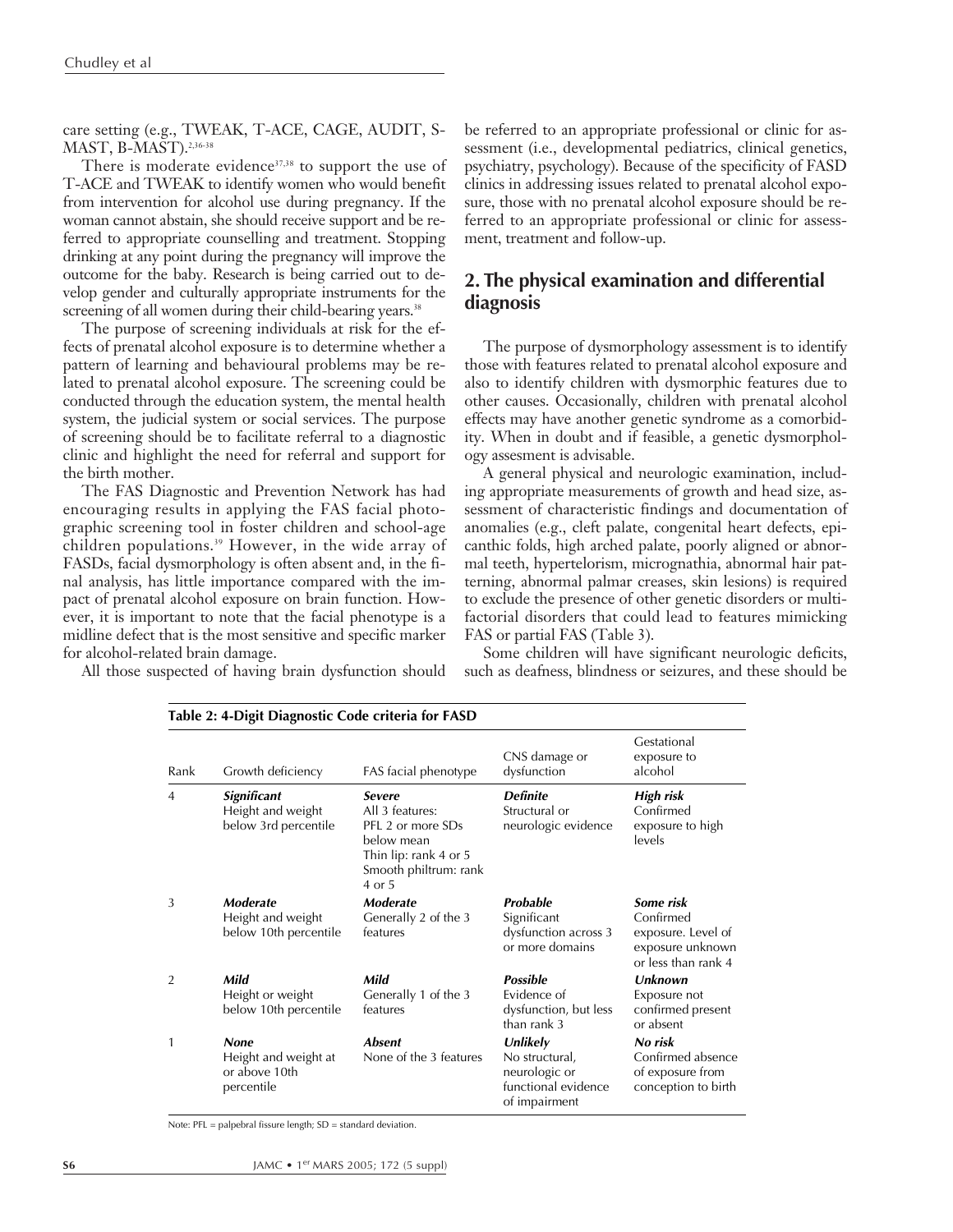care setting (e.g., TWEAK, T-ACE, CAGE, AUDIT, S-MAST, B-MAST).[2,36-38]

There is moderate evidence[37,38] to support the use of T-ACE and TWEAK to identify women who would benefit from intervention for alcohol use during pregnancy. If the woman cannot abstain, she should receive support and be referred to appropriate counselling and treatment. Stopping drinking at any point during the pregnancy will improve the outcome for the baby. Research is being carried out to develop gender and culturally appropriate instruments for the screening of all women during their child-bearing years.[38]

The purpose of screening individuals at risk for the effects of prenatal alcohol exposure is to determine whether a pattern of learning and behavioural problems may be related to prenatal alcohol exposure. The screening could be conducted through the education system, the mental health system, the judicial system or social services. The purpose of screening should be to facilitate referral to a diagnostic clinic and highlight the need for referral and support for the birth mother.

The FAS Diagnostic and Prevention Network has had encouraging results in applying the FAS facial photographic screening tool in foster children and school-age children populations.[39] However, in the wide array of FASDs, facial dysmorphology is often absent and, in the final analysis, has little importance compared with the impact of prenatal alcohol exposure on brain function. However, it is important to note that the facial phenotype is a midline defect that is the most sensitive and specific marker for alcohol-related brain damage.

All those suspected of having brain dysfunction should be referred to an appropriate professional or clinic for assessment (i.e., developmental pediatrics, clinical genetics, psychiatry, psychology). Because of the specificity of FASD clinics in addressing issues related to prenatal alcohol exposure, those with no prenatal alcohol exposure should be referred to an appropriate professional or clinic for assessment, treatment and follow-up.

## 2. The physical examination and differential diagnosis

The purpose of dysmorphology assessment is to identify those with features related to prenatal alcohol exposure and also to identify children with dysmorphic features due to other causes. Occasionally, children with prenatal alcohol effects may have another genetic syndrome as a comorbidity. When in doubt and if feasible, a genetic dysmorphology assesment is advisable.

A general physical and neurologic examination, including appropriate measurements of growth and head size, assessment of characteristic findings and documentation of anomalies (e.g., cleft palate, congenital heart defects, epicanthic folds, high arched palate, poorly aligned or abnormal teeth, hypertelorism, micrognathia, abnormal hair patterning, abnormal palmar creases, skin lesions) is required to exclude the presence of other genetic disorders or multifactorial disorders that could lead to features mimicking FAS or partial FAS (Table 3).

Some children will have significant neurologic deficits, such as deafness, blindness or seizures, and these should be

**Table 2: 4-Digit Diagnostic Code criteria for FASD**

| Rank | Growth deficiency | FAS facial phenotype | CNS damage or dysfunction | Gestational exposure to alcohol |
|---|---|---|---|---|
| 4 | ***Significant*** Height and weight below 3rd percentile | ***Severe*** All 3 features: PFL 2 or more SDs below mean; Thin lip: rank 4 or 5; Smooth philtrum: rank 4 or 5 | ***Definite*** Structural or neurologic evidence | ***High risk*** Confirmed exposure to high levels |
| 3 | ***Moderate*** Height and weight below 10th percentile | ***Moderate*** Generally 2 of the 3 features | ***Probable*** Significant dysfunction across 3 or more domains | ***Some risk*** Confirmed exposure. Level of exposure unknown or less than rank 4 |
| 2 | ***Mild*** Height or weight below 10th percentile | ***Mild*** Generally 1 of the 3 features | ***Possible*** Evidence of dysfunction, but less than rank 3 | ***Unknown*** Exposure not confirmed present or absent |
| 1 | ***None*** Height and weight at or above 10th percentile | ***Absent*** None of the 3 features | ***Unlikely*** No structural, neurologic or functional evidence of impairment | ***No risk*** Confirmed absence of exposure from conception to birth |

Note: PFL = palpebral fissure length; SD = standard deviation.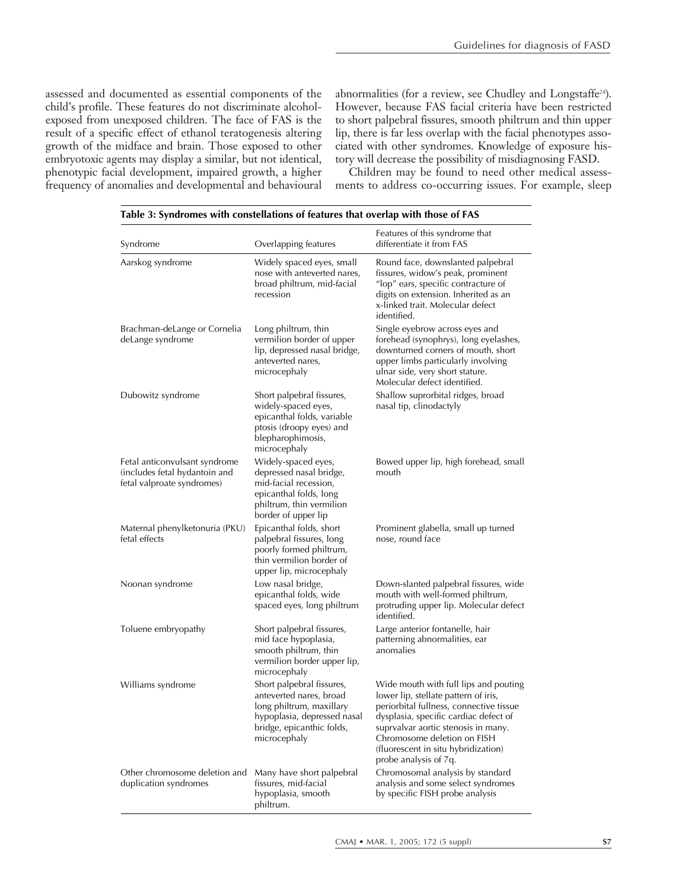assessed and documented as essential components of the child's profile. These features do not discriminate alcohol-exposed from unexposed children. The face of FAS is the result of a specific effect of ethanol teratogenesis altering growth of the midface and brain. Those exposed to other embryotoxic agents may display a similar, but not identical, phenotypic facial development, impaired growth, a higher frequency of anomalies and developmental and behavioural abnormalities (for a review, see Chudley and Longstaffe[24]). However, because FAS facial criteria have been restricted to short palpebral fissures, smooth philtrum and thin upper lip, there is far less overlap with the facial phenotypes associated with other syndromes. Knowledge of exposure history will decrease the possibility of misdiagnosing FASD.

Children may be found to need other medical assessments to address co-occurring issues. For example, sleep

**Table 3: Syndromes with constellations of features that overlap with those of FAS**

| Syndrome | Overlapping features | Features of this syndrome that differentiate it from FAS |
|---|---|---|
| Aarskog syndrome | Widely spaced eyes, small nose with anteverted nares, broad philtrum, mid-facial recession | Round face, downslanted palpebral fissures, widow's peak, prominent "lop" ears, specific contracture of digits on extension. Inherited as an x-linked trait. Molecular defect identified. |
| Brachman-deLange or Cornelia deLange syndrome | Long philtrum, thin vermilion border of upper lip, depressed nasal bridge, anteverted nares, microcephaly | Single eyebrow across eyes and forehead (synophrys), long eyelashes, downturned corners of mouth, short upper limbs particularly involving ulnar side, very short stature. Molecular defect identified. |
| Dubowitz syndrome | Short palpebral fissures, widely-spaced eyes, epicanthal folds, variable ptosis (droopy eyes) and blepharophimosis, microcephaly | Shallow suprorbital ridges, broad nasal tip, clinodactyly |
| Fetal anticonvulsant syndrome (includes fetal hydantoin and fetal valproate syndromes) | Widely-spaced eyes, depressed nasal bridge, mid-facial recession, epicanthal folds, long philtrum, thin vermilion border of upper lip | Bowed upper lip, high forehead, small mouth |
| Maternal phenylketonuria (PKU) fetal effects | Epicanthal folds, short palpebral fissures, long poorly formed philtrum, thin vermilion border of upper lip, microcephaly | Prominent glabella, small up turned nose, round face |
| Noonan syndrome | Low nasal bridge, epicanthal folds, wide spaced eyes, long philtrum | Down-slanted palpebral fissures, wide mouth with well-formed philtrum, protruding upper lip. Molecular defect identified. |
| Toluene embryopathy | Short palpebral fissures, mid face hypoplasia, smooth philtrum, thin vermilion border upper lip, microcephaly | Large anterior fontanelle, hair patterning abnormalities, ear anomalies |
| Williams syndrome | Short palpebral fissures, anteverted nares, broad long philtrum, maxillary hypoplasia, depressed nasal bridge, epicanthic folds, microcephaly | Wide mouth with full lips and pouting lower lip, stellate pattern of iris, periorbital fullness, connective tissue dysplasia, specific cardiac defect of suprvalvar aortic stenosis in many. Chromosome deletion on FISH (fluorescent in situ hybridization) probe analysis of 7q. |
| Other chromosome deletion and duplication syndromes | Many have short palpebral fissures, mid-facial hypoplasia, smooth philtrum. | Chromosomal analysis by standard analysis and some select syndromes by specific FISH probe analysis |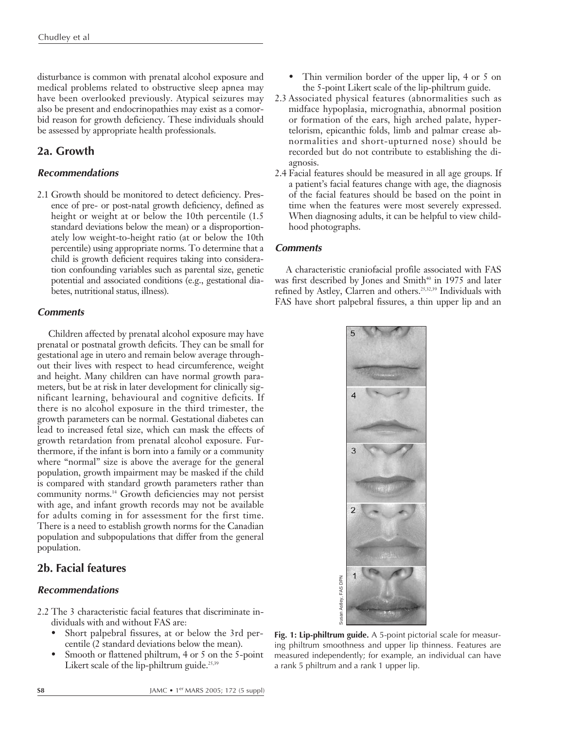disturbance is common with prenatal alcohol exposure and medical problems related to obstructive sleep apnea may have been overlooked previously. Atypical seizures may also be present and endocrinopathies may exist as a comorbid reason for growth deficiency. These individuals should be assessed by appropriate health professionals.

## 2a. Growth

### *Recommendations*

2.1 Growth should be monitored to detect deficiency. Presence of pre- or post-natal growth deficiency, defined as height or weight at or below the 10th percentile (1.5 standard deviations below the mean) or a disproportionately low weight-to-height ratio (at or below the 10th percentile) using appropriate norms. To determine that a child is growth deficient requires taking into consideration confounding variables such as parental size, genetic potential and associated conditions (e.g., gestational diabetes, nutritional status, illness).

### *Comments*

Children affected by prenatal alcohol exposure may have prenatal or postnatal growth deficits. They can be small for gestational age in utero and remain below average throughout their lives with respect to head circumference, weight and height. Many children can have normal growth parameters, but be at risk in later development for clinically significant learning, behavioural and cognitive deficits. If there is no alcohol exposure in the third trimester, the growth parameters can be normal. Gestational diabetes can lead to increased fetal size, which can mask the effects of growth retardation from prenatal alcohol exposure. Furthermore, if the infant is born into a family or a community where "normal" size is above the average for the general population, growth impairment may be masked if the child is compared with standard growth parameters rather than community norms.[14] Growth deficiencies may not persist with age, and infant growth records may not be available for adults coming in for assessment for the first time. There is a need to establish growth norms for the Canadian population and subpopulations that differ from the general population.

## 2b. Facial features

### *Recommendations*

2.2 The 3 characteristic facial features that discriminate individuals with and without FAS are:
- Short palpebral fissures, at or below the 3rd percentile (2 standard deviations below the mean).
- Smooth or flattened philtrum, 4 or 5 on the 5-point Likert scale of the lip-philtrum guide.[25,39]
- Thin vermilion border of the upper lip, 4 or 5 on the 5-point Likert scale of the lip-philtrum guide.

2.3 Associated physical features (abnormalities such as midface hypoplasia, micrognathia, abnormal position or formation of the ears, high arched palate, hypertelorism, epicanthic folds, limb and palmar crease abnormalities and short-upturned nose) should be recorded but do not contribute to establishing the diagnosis.

2.4 Facial features should be measured in all age groups. If a patient's facial features change with age, the diagnosis of the facial features should be based on the point in time when the features were most severely expressed. When diagnosing adults, it can be helpful to view childhood photographs.

### *Comments*

A characteristic craniofacial profile associated with FAS was first described by Jones and Smith[40] in 1975 and later refined by Astley, Clarren and others.[25,32,39] Individuals with FAS have short palpebral fissures, a thin upper lip and an

**Fig. 1: Lip-philtrum guide.** A 5-point pictorial scale for measuring philtrum smoothness and upper lip thinness. Features are measured independently; for example, an individual can have a rank 5 philtrum and a rank 1 upper lip.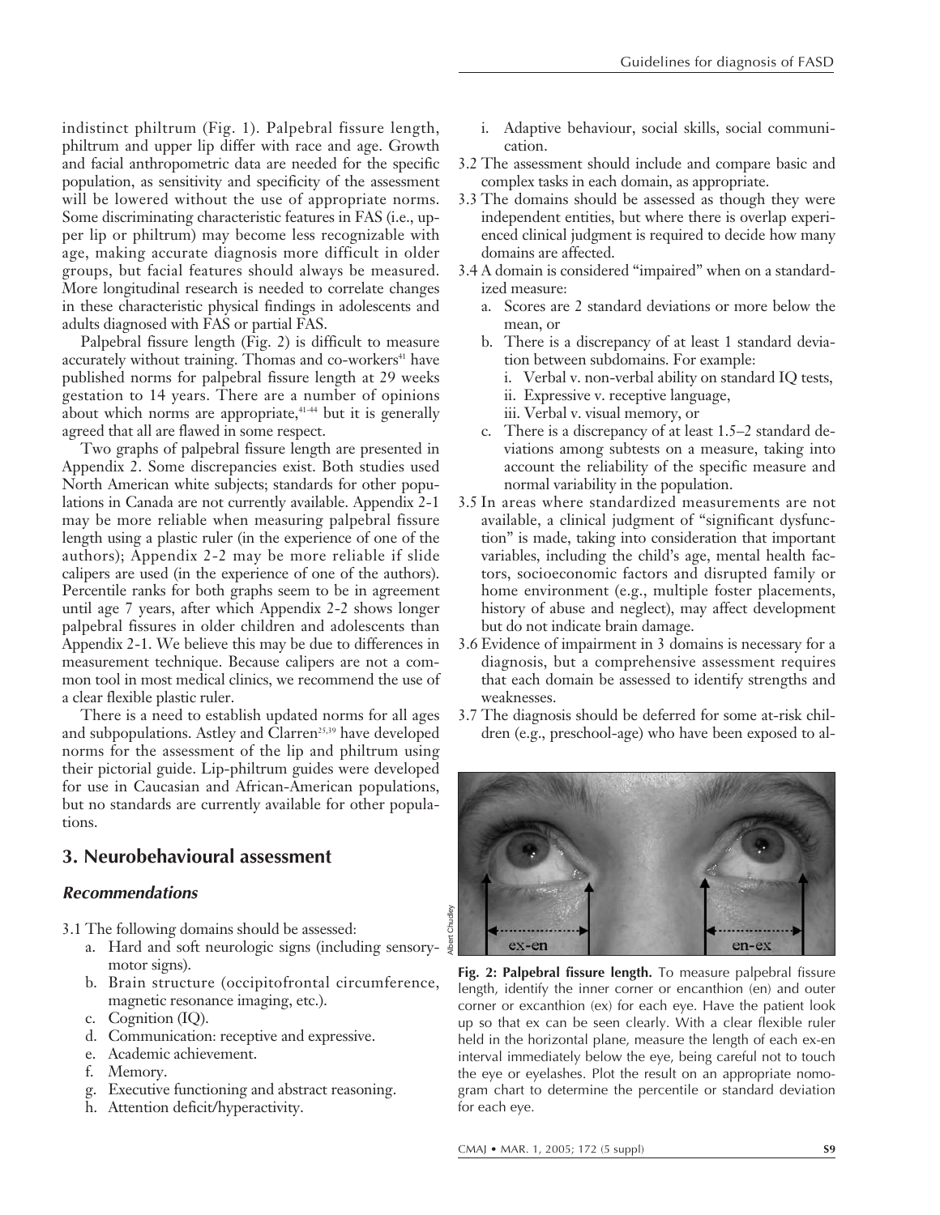indistinct philtrum (Fig. 1). Palpebral fissure length, philtrum and upper lip differ with race and age. Growth and facial anthropometric data are needed for the specific population, as sensitivity and specificity of the assessment will be lowered without the use of appropriate norms. Some discriminating characteristic features in FAS (i.e., upper lip or philtrum) may become less recognizable with age, making accurate diagnosis more difficult in older groups, but facial features should always be measured. More longitudinal research is needed to correlate changes in these characteristic physical findings in adolescents and adults diagnosed with FAS or partial FAS.

Palpebral fissure length (Fig. 2) is difficult to measure accurately without training. Thomas and co-workers[41] have published norms for palpebral fissure length at 29 weeks gestation to 14 years. There are a number of opinions about which norms are appropriate,[41-44] but it is generally agreed that all are flawed in some respect.

Two graphs of palpebral fissure length are presented in Appendix 2. Some discrepancies exist. Both studies used North American white subjects; standards for other populations in Canada are not currently available. Appendix 2-1 may be more reliable when measuring palpebral fissure length using a plastic ruler (in the experience of one of the authors); Appendix 2-2 may be more reliable if slide calipers are used (in the experience of one of the authors). Percentile ranks for both graphs seem to be in agreement until age 7 years, after which Appendix 2-2 shows longer palpebral fissures in older children and adolescents than Appendix 2-1. We believe this may be due to differences in measurement technique. Because calipers are not a common tool in most medical clinics, we recommend the use of a clear flexible plastic ruler.

There is a need to establish updated norms for all ages and subpopulations. Astley and Clarren[25,39] have developed norms for the assessment of the lip and philtrum using their pictorial guide. Lip-philtrum guides were developed for use in Caucasian and African-American populations, but no standards are currently available for other populations.

## 3. Neurobehavioural assessment

### *Recommendations*

3.1 The following domains should be assessed:
   a. Hard and soft neurologic signs (including sensory-motor signs).
   b. Brain structure (occipitofrontal circumference, magnetic resonance imaging, etc.).
   c. Cognition (IQ).
   d. Communication: receptive and expressive.
   e. Academic achievement.
   f. Memory.
   g. Executive functioning and abstract reasoning.
   h. Attention deficit/hyperactivity.
   i. Adaptive behaviour, social skills, social communication.

3.2 The assessment should include and compare basic and complex tasks in each domain, as appropriate.

3.3 The domains should be assessed as though they were independent entities, but where there is overlap experienced clinical judgment is required to decide how many domains are affected.

3.4 A domain is considered "impaired" when on a standardized measure:
   a. Scores are 2 standard deviations or more below the mean, or
   b. There is a discrepancy of at least 1 standard deviation between subdomains. For example:
      i. Verbal v. non-verbal ability on standard IQ tests,
      ii. Expressive v. receptive language,
      iii. Verbal v. visual memory, or
   c. There is a discrepancy of at least 1.5–2 standard deviations among subtests on a measure, taking into account the reliability of the specific measure and normal variability in the population.

3.5 In areas where standardized measurements are not available, a clinical judgment of "significant dysfunction" is made, taking into consideration that important variables, including the child's age, mental health factors, socioeconomic factors and disrupted family or home environment (e.g., multiple foster placements, history of abuse and neglect), may affect development but do not indicate brain damage.

3.6 Evidence of impairment in 3 domains is necessary for a diagnosis, but a comprehensive assessment requires that each domain be assessed to identify strengths and weaknesses.

3.7 The diagnosis should be deferred for some at-risk children (e.g., preschool-age) who have been exposed to al-

**Fig. 2: Palpebral fissure length.** To measure palpebral fissure length, identify the inner corner or encanthion (en) and outer corner or excanthion (ex) for each eye. Have the patient look up so that ex can be seen clearly. With a clear flexible ruler held in the horizontal plane, measure the length of each ex-en interval immediately below the eye, being careful not to touch the eye or eyelashes. Plot the result on an appropriate nomogram chart to determine the percentile or standard deviation for each eye.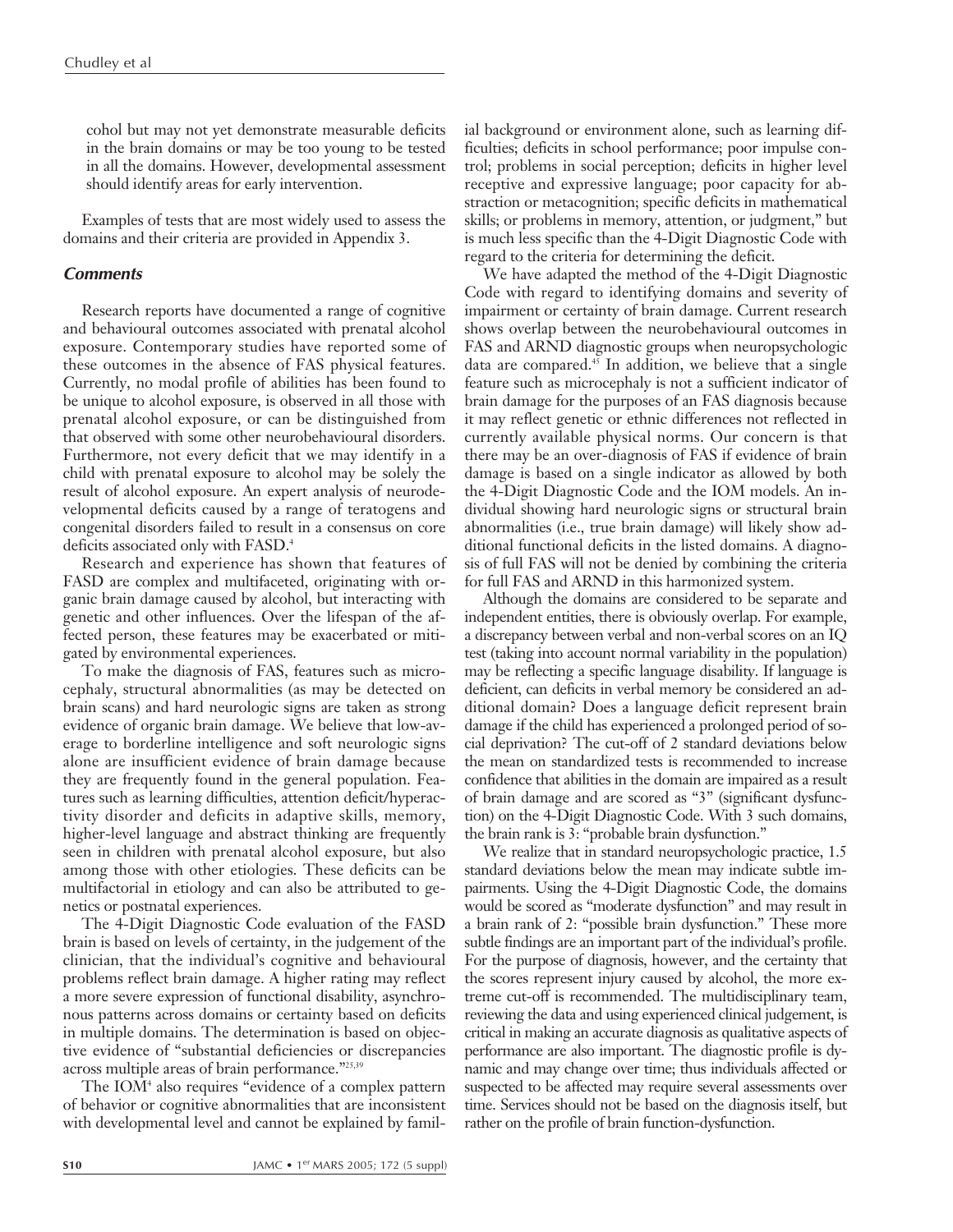cohol but may not yet demonstrate measurable deficits in the brain domains or may be too young to be tested in all the domains. However, developmental assessment should identify areas for early intervention.

Examples of tests that are most widely used to assess the domains and their criteria are provided in Appendix 3.

### *Comments*

Research reports have documented a range of cognitive and behavioural outcomes associated with prenatal alcohol exposure. Contemporary studies have reported some of these outcomes in the absence of FAS physical features. Currently, no modal profile of abilities has been found to be unique to alcohol exposure, is observed in all those with prenatal alcohol exposure, or can be distinguished from that observed with some other neurobehavioural disorders. Furthermore, not every deficit that we may identify in a child with prenatal exposure to alcohol may be solely the result of alcohol exposure. An expert analysis of neurodevelopmental deficits caused by a range of teratogens and congenital disorders failed to result in a consensus on core deficits associated only with FASD.[4]

Research and experience has shown that features of FASD are complex and multifaceted, originating with organic brain damage caused by alcohol, but interacting with genetic and other influences. Over the lifespan of the affected person, these features may be exacerbated or mitigated by environmental experiences.

To make the diagnosis of FAS, features such as microcephaly, structural abnormalities (as may be detected on brain scans) and hard neurologic signs are taken as strong evidence of organic brain damage. We believe that low-average to borderline intelligence and soft neurologic signs alone are insufficient evidence of brain damage because they are frequently found in the general population. Features such as learning difficulties, attention deficit/hyperactivity disorder and deficits in adaptive skills, memory, higher-level language and abstract thinking are frequently seen in children with prenatal alcohol exposure, but also among those with other etiologies. These deficits can be multifactorial in etiology and can also be attributed to genetics or postnatal experiences.

The 4-Digit Diagnostic Code evaluation of the FASD brain is based on levels of certainty, in the judgement of the clinician, that the individual's cognitive and behavioural problems reflect brain damage. A higher rating may reflect a more severe expression of functional disability, asynchronous patterns across domains or certainty based on deficits in multiple domains. The determination is based on objective evidence of "substantial deficiencies or discrepancies across multiple areas of brain performance."[25,39]

The IOM[4] also requires "evidence of a complex pattern of behavior or cognitive abnormalities that are inconsistent with developmental level and cannot be explained by familial background or environment alone, such as learning difficulties; deficits in school performance; poor impulse control; problems in social perception; deficits in higher level receptive and expressive language; poor capacity for abstraction or metacognition; specific deficits in mathematical skills; or problems in memory, attention, or judgment," but is much less specific than the 4-Digit Diagnostic Code with regard to the criteria for determining the deficit.

We have adapted the method of the 4-Digit Diagnostic Code with regard to identifying domains and severity of impairment or certainty of brain damage. Current research shows overlap between the neurobehavioural outcomes in FAS and ARND diagnostic groups when neuropsychologic data are compared.[45] In addition, we believe that a single feature such as microcephaly is not a sufficient indicator of brain damage for the purposes of an FAS diagnosis because it may reflect genetic or ethnic differences not reflected in currently available physical norms. Our concern is that there may be an over-diagnosis of FAS if evidence of brain damage is based on a single indicator as allowed by both the 4-Digit Diagnostic Code and the IOM models. An individual showing hard neurologic signs or structural brain abnormalities (i.e., true brain damage) will likely show additional functional deficits in the listed domains. A diagnosis of full FAS will not be denied by combining the criteria for full FAS and ARND in this harmonized system.

Although the domains are considered to be separate and independent entities, there is obviously overlap. For example, a discrepancy between verbal and non-verbal scores on an IQ test (taking into account normal variability in the population) may be reflecting a specific language disability. If language is deficient, can deficits in verbal memory be considered an additional domain? Does a language deficit represent brain damage if the child has experienced a prolonged period of social deprivation? The cut-off of 2 standard deviations below the mean on standardized tests is recommended to increase confidence that abilities in the domain are impaired as a result of brain damage and are scored as "3" (significant dysfunction) on the 4-Digit Diagnostic Code. With 3 such domains, the brain rank is 3: "probable brain dysfunction."

We realize that in standard neuropsychologic practice, 1.5 standard deviations below the mean may indicate subtle impairments. Using the 4-Digit Diagnostic Code, the domains would be scored as "moderate dysfunction" and may result in a brain rank of 2: "possible brain dysfunction." These more subtle findings are an important part of the individual's profile. For the purpose of diagnosis, however, and the certainty that the scores represent injury caused by alcohol, the more extreme cut-off is recommended. The multidisciplinary team, reviewing the data and using experienced clinical judgement, is critical in making an accurate diagnosis as qualitative aspects of performance are also important. The diagnostic profile is dynamic and may change over time; thus individuals affected or suspected to be affected may require several assessments over time. Services should not be based on the diagnosis itself, but rather on the profile of brain function-dysfunction.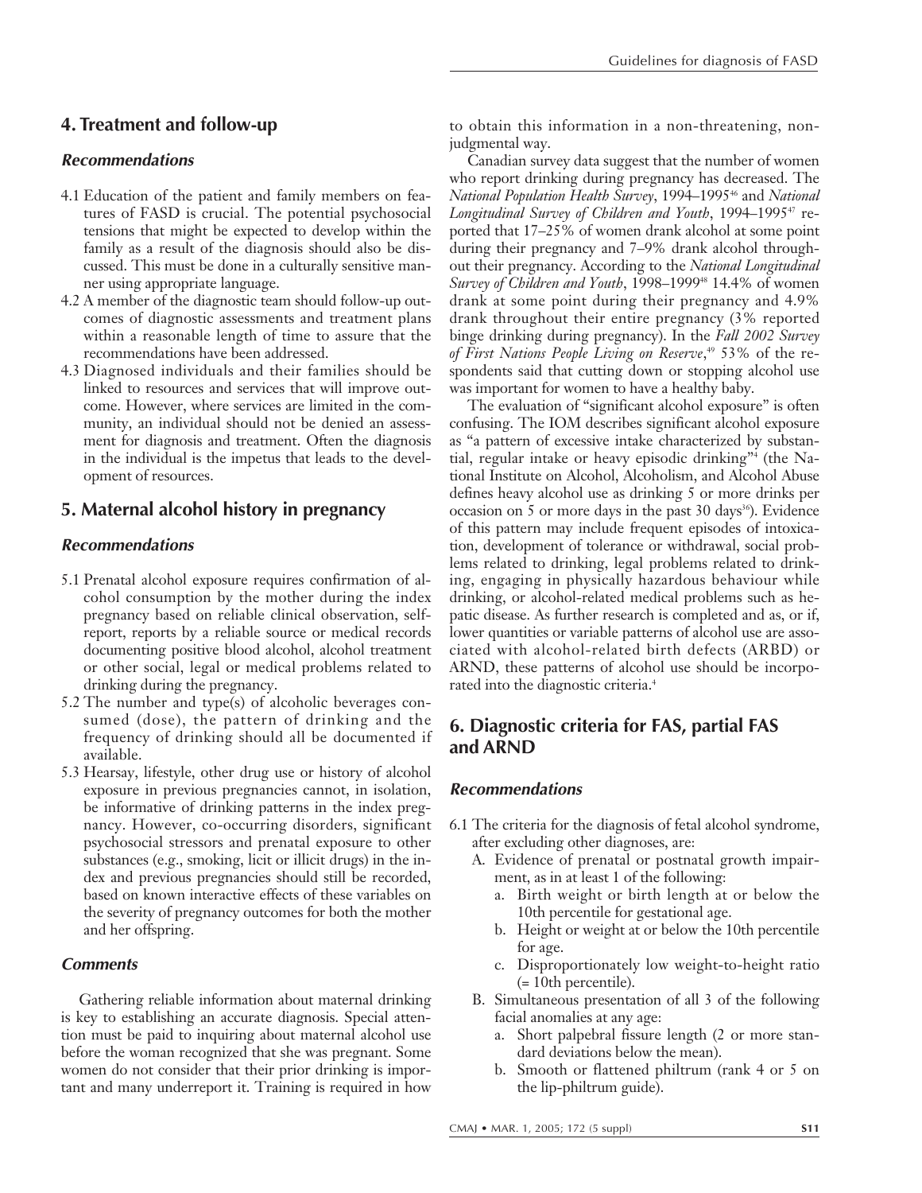## 4. Treatment and follow-up

### *Recommendations*

4.1 Education of the patient and family members on features of FASD is crucial. The potential psychosocial tensions that might be expected to develop within the family as a result of the diagnosis should also be discussed. This must be done in a culturally sensitive manner using appropriate language.

4.2 A member of the diagnostic team should follow-up outcomes of diagnostic assessments and treatment plans within a reasonable length of time to assure that the recommendations have been addressed.

4.3 Diagnosed individuals and their families should be linked to resources and services that will improve outcome. However, where services are limited in the community, an individual should not be denied an assessment for diagnosis and treatment. Often the diagnosis in the individual is the impetus that leads to the development of resources.

## 5. Maternal alcohol history in pregnancy

### *Recommendations*

5.1 Prenatal alcohol exposure requires confirmation of alcohol consumption by the mother during the index pregnancy based on reliable clinical observation, self-report, reports by a reliable source or medical records documenting positive blood alcohol, alcohol treatment or other social, legal or medical problems related to drinking during the pregnancy.

5.2 The number and type(s) of alcoholic beverages consumed (dose), the pattern of drinking and the frequency of drinking should all be documented if available.

5.3 Hearsay, lifestyle, other drug use or history of alcohol exposure in previous pregnancies cannot, in isolation, be informative of drinking patterns in the index pregnancy. However, co-occurring disorders, significant psychosocial stressors and prenatal exposure to other substances (e.g., smoking, licit or illicit drugs) in the index and previous pregnancies should still be recorded, based on known interactive effects of these variables on the severity of pregnancy outcomes for both the mother and her offspring.

### *Comments*

Gathering reliable information about maternal drinking is key to establishing an accurate diagnosis. Special attention must be paid to inquiring about maternal alcohol use before the woman recognized that she was pregnant. Some women do not consider that their prior drinking is important and many underreport it. Training is required in how to obtain this information in a non-threatening, non-judgmental way.

Canadian survey data suggest that the number of women who report drinking during pregnancy has decreased. The *National Population Health Survey*, 1994–1995[46] and *National Longitudinal Survey of Children and Youth*, 1994–1995[47] reported that 17–25% of women drank alcohol at some point during their pregnancy and 7–9% drank alcohol throughout their pregnancy. According to the *National Longitudinal Survey of Children and Youth*, 1998–1999[48] 14.4% of women drank at some point during their pregnancy and 4.9% drank throughout their entire pregnancy (3% reported binge drinking during pregnancy). In the *Fall 2002 Survey of First Nations People Living on Reserve*,[49] 53% of the respondents said that cutting down or stopping alcohol use was important for women to have a healthy baby.

The evaluation of "significant alcohol exposure" is often confusing. The IOM describes significant alcohol exposure as "a pattern of excessive intake characterized by substantial, regular intake or heavy episodic drinking"[4] (the National Institute on Alcohol, Alcoholism, and Alcohol Abuse defines heavy alcohol use as drinking 5 or more drinks per occasion on 5 or more days in the past 30 days[36]). Evidence of this pattern may include frequent episodes of intoxication, development of tolerance or withdrawal, social problems related to drinking, legal problems related to drinking, engaging in physically hazardous behaviour while drinking, or alcohol-related medical problems such as hepatic disease. As further research is completed and as, or if, lower quantities or variable patterns of alcohol use are associated with alcohol-related birth defects (ARBD) or ARND, these patterns of alcohol use should be incorporated into the diagnostic criteria.[4]

## 6. Diagnostic criteria for FAS, partial FAS and ARND

### *Recommendations*

6.1 The criteria for the diagnosis of fetal alcohol syndrome, after excluding other diagnoses, are:

   A. Evidence of prenatal or postnatal growth impairment, as in at least 1 of the following:
      a. Birth weight or birth length at or below the 10th percentile for gestational age.
      b. Height or weight at or below the 10th percentile for age.
      c. Disproportionately low weight-to-height ratio (= 10th percentile).

   B. Simultaneous presentation of all 3 of the following facial anomalies at any age:
      a. Short palpebral fissure length (2 or more standard deviations below the mean).
      b. Smooth or flattened philtrum (rank 4 or 5 on the lip-philtrum guide).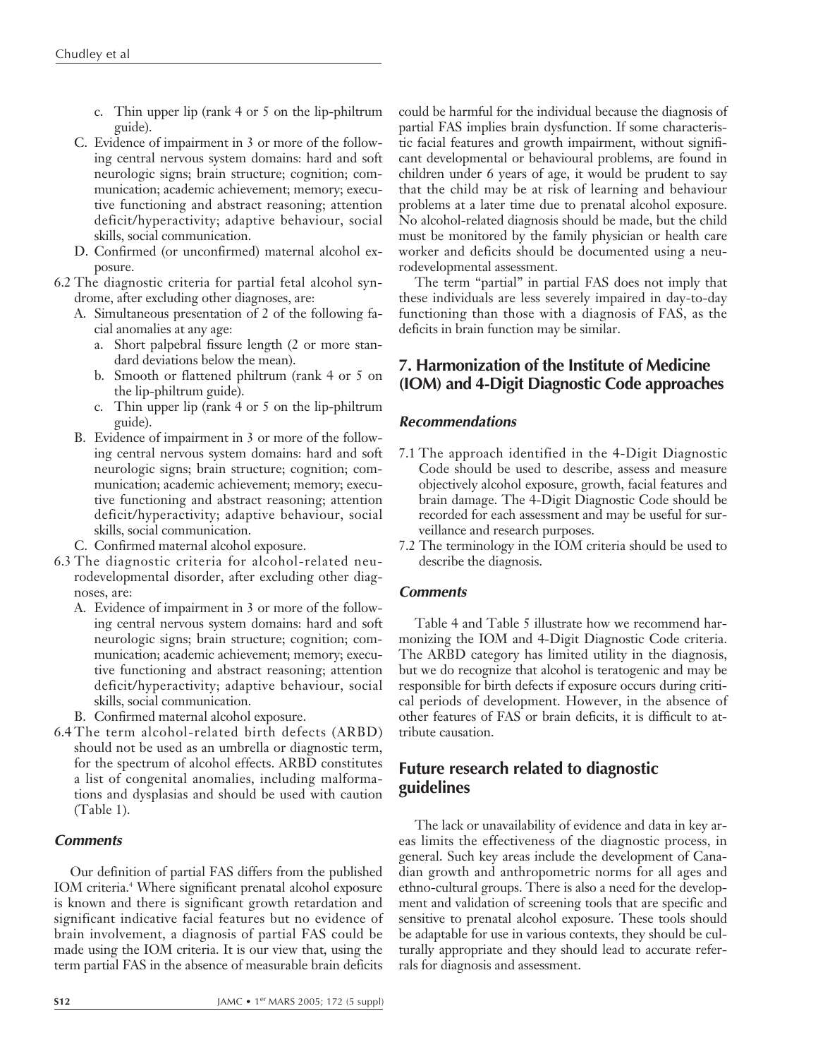c. Thin upper lip (rank 4 or 5 on the lip-philtrum guide).

C. Evidence of impairment in 3 or more of the following central nervous system domains: hard and soft neurologic signs; brain structure; cognition; communication; academic achievement; memory; executive functioning and abstract reasoning; attention deficit/hyperactivity; adaptive behaviour, social skills, social communication.

D. Confirmed (or unconfirmed) maternal alcohol exposure.

6.2 The diagnostic criteria for partial fetal alcohol syndrome, after excluding other diagnoses, are:

A. Simultaneous presentation of 2 of the following facial anomalies at any age:
   a. Short palpebral fissure length (2 or more standard deviations below the mean).
   b. Smooth or flattened philtrum (rank 4 or 5 on the lip-philtrum guide).
   c. Thin upper lip (rank 4 or 5 on the lip-philtrum guide).

B. Evidence of impairment in 3 or more of the following central nervous system domains: hard and soft neurologic signs; brain structure; cognition; communication; academic achievement; memory; executive functioning and abstract reasoning; attention deficit/hyperactivity; adaptive behaviour, social skills, social communication.

C. Confirmed maternal alcohol exposure.

6.3 The diagnostic criteria for alcohol-related neurodevelopmental disorder, after excluding other diagnoses, are:

A. Evidence of impairment in 3 or more of the following central nervous system domains: hard and soft neurologic signs; brain structure; cognition; communication; academic achievement; memory; executive functioning and abstract reasoning; attention deficit/hyperactivity; adaptive behaviour, social skills, social communication.

B. Confirmed maternal alcohol exposure.

6.4 The term alcohol-related birth defects (ARBD) should not be used as an umbrella or diagnostic term, for the spectrum of alcohol effects. ARBD constitutes a list of congenital anomalies, including malformations and dysplasias and should be used with caution (Table 1).

#### Comments

Our definition of partial FAS differs from the published IOM criteria.[4] Where significant prenatal alcohol exposure is known and there is significant growth retardation and significant indicative facial features but no evidence of brain involvement, a diagnosis of partial FAS could be made using the IOM criteria. It is our view that, using the term partial FAS in the absence of measurable brain deficits could be harmful for the individual because the diagnosis of partial FAS implies brain dysfunction. If some characteristic facial features and growth impairment, without significant developmental or behavioural problems, are found in children under 6 years of age, it would be prudent to say that the child may be at risk of learning and behaviour problems at a later time due to prenatal alcohol exposure. No alcohol-related diagnosis should be made, but the child must be monitored by the family physician or health care worker and deficits should be documented using a neurodevelopmental assessment.

The term "partial" in partial FAS does not imply that these individuals are less severely impaired in day-to-day functioning than those with a diagnosis of FAS, as the deficits in brain function may be similar.

## 7. Harmonization of the Institute of Medicine (IOM) and 4-Digit Diagnostic Code approaches

#### Recommendations

7.1 The approach identified in the 4-Digit Diagnostic Code should be used to describe, assess and measure objectively alcohol exposure, growth, facial features and brain damage. The 4-Digit Diagnostic Code should be recorded for each assessment and may be useful for surveillance and research purposes.

7.2 The terminology in the IOM criteria should be used to describe the diagnosis.

#### Comments

Table 4 and Table 5 illustrate how we recommend harmonizing the IOM and 4-Digit Diagnostic Code criteria. The ARBD category has limited utility in the diagnosis, but we do recognize that alcohol is teratogenic and may be responsible for birth defects if exposure occurs during critical periods of development. However, in the absence of other features of FAS or brain deficits, it is difficult to attribute causation.

## Future research related to diagnostic guidelines

The lack or unavailability of evidence and data in key areas limits the effectiveness of the diagnostic process, in general. Such key areas include the development of Canadian growth and anthropometric norms for all ages and ethno-cultural groups. There is also a need for the development and validation of screening tools that are specific and sensitive to prenatal alcohol exposure. These tools should be adaptable for use in various contexts, they should be culturally appropriate and they should lead to accurate referrals for diagnosis and assessment.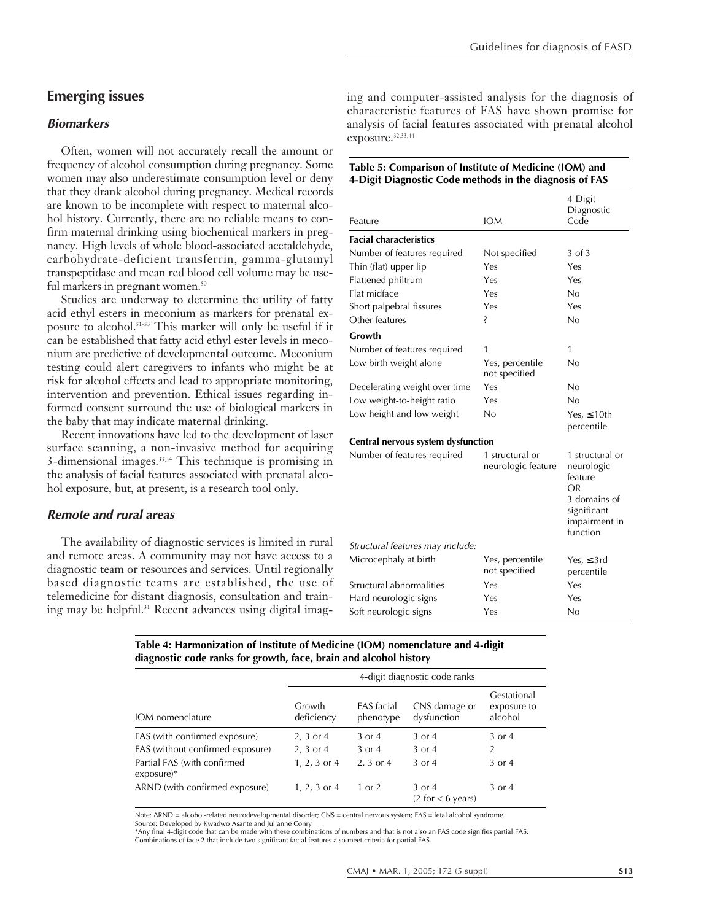## Emerging issues

### *Biomarkers*

Often, women will not accurately recall the amount or frequency of alcohol consumption during pregnancy. Some women may also underestimate consumption level or deny that they drank alcohol during pregnancy. Medical records are known to be incomplete with respect to maternal alcohol history. Currently, there are no reliable means to confirm maternal drinking using biochemical markers in pregnancy. High levels of whole blood-associated acetaldehyde, carbohydrate-deficient transferrin, gamma-glutamyl transpeptidase and mean red blood cell volume may be useful markers in pregnant women.[50]

Studies are underway to determine the utility of fatty acid ethyl esters in meconium as markers for prenatal exposure to alcohol.[51-53] This marker will only be useful if it can be established that fatty acid ethyl ester levels in meconium are predictive of developmental outcome. Meconium testing could alert caregivers to infants who might be at risk for alcohol effects and lead to appropriate monitoring, intervention and prevention. Ethical issues regarding informed consent surround the use of biological markers in the baby that may indicate maternal drinking.

Recent innovations have led to the development of laser surface scanning, a non-invasive method for acquiring 3-dimensional images.[33,34] This technique is promising in the analysis of facial features associated with prenatal alcohol exposure, but, at present, is a research tool only.

### *Remote and rural areas*

The availability of diagnostic services is limited in rural and remote areas. A community may not have access to a diagnostic team or resources and services. Until regionally based diagnostic teams are established, the use of telemedicine for distant diagnosis, consultation and training may be helpful.[31] Recent advances using digital imaging and computer-assisted analysis for the diagnosis of characteristic features of FAS have shown promise for analysis of facial features associated with prenatal alcohol exposure.[32,33,44]

**Table 5: Comparison of Institute of Medicine (IOM) and 4-Digit Diagnostic Code methods in the diagnosis of FAS**

| Feature | IOM | 4-Digit Diagnostic Code |
|---|---|---|
| **Facial characteristics** | | |
| Number of features required | Not specified | 3 of 3 |
| Thin (flat) upper lip | Yes | Yes |
| Flattened philtrum | Yes | Yes |
| Flat midface | Yes | No |
| Short palpebral fissures | Yes | Yes |
| Other features | ? | No |
| **Growth** | | |
| Number of features required | 1 | 1 |
| Low birth weight alone | Yes, percentile not specified | No |
| Decelerating weight over time | Yes | No |
| Low weight-to-height ratio | Yes | No |
| Low height and low weight | No | Yes, ≤ 10th percentile |
| **Central nervous system dysfunction** | | |
| Number of features required | 1 structural or neurologic feature | 1 structural or neurologic feature OR 3 domains of significant impairment in function |
| *Structural features may include:* | | |
| Microcephaly at birth | Yes, percentile not specified | Yes, ≤ 3rd percentile |
| Structural abnormalities | Yes | Yes |
| Hard neurologic signs | Yes | Yes |
| Soft neurologic signs | Yes | No |

**Table 4: Harmonization of Institute of Medicine (IOM) nomenclature and 4-digit diagnostic code ranks for growth, face, brain and alcohol history**

| | 4-digit diagnostic code ranks | | | |
|---|---|---|---|---|
| IOM nomenclature | Growth deficiency | FAS facial phenotype | CNS damage or dysfunction | Gestational exposure to alcohol |
| FAS (with confirmed exposure) | 2, 3 or 4 | 3 or 4 | 3 or 4 | 3 or 4 |
| FAS (without confirmed exposure) | 2, 3 or 4 | 3 or 4 | 3 or 4 | 2 |
| Partial FAS (with confirmed exposure)* | 1, 2, 3 or 4 | 2, 3 or 4 | 3 or 4 | 3 or 4 |
| ARND (with confirmed exposure) | 1, 2, 3 or 4 | 1 or 2 | 3 or 4 (2 for < 6 years) | 3 or 4 |

Note: ARND = alcohol-related neurodevelopmental disorder; CNS = central nervous system; FAS = fetal alcohol syndrome.
Source: Developed by Kwadwo Asante and Julianne Conry
*Any final 4-digit code that can be made with these combinations of numbers and that is not also an FAS code signifies partial FAS. Combinations of face 2 that include two significant facial features also meet criteria for partial FAS.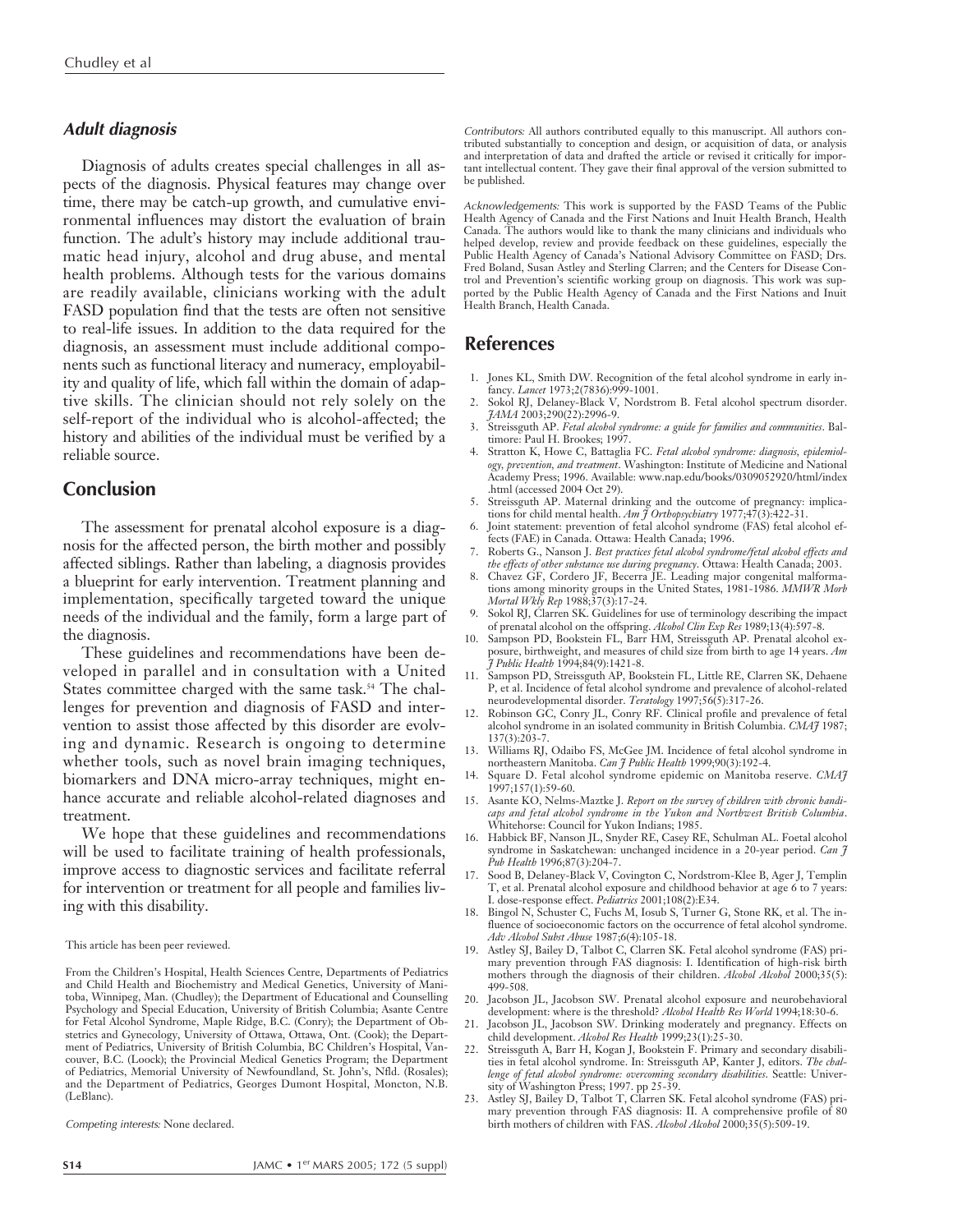### *Adult diagnosis*

Diagnosis of adults creates special challenges in all aspects of the diagnosis. Physical features may change over time, there may be catch-up growth, and cumulative environmental influences may distort the evaluation of brain function. The adult's history may include additional traumatic head injury, alcohol and drug abuse, and mental health problems. Although tests for the various domains are readily available, clinicians working with the adult FASD population find that the tests are often not sensitive to real-life issues. In addition to the data required for the diagnosis, an assessment must include additional components such as functional literacy and numeracy, employability and quality of life, which fall within the domain of adaptive skills. The clinician should not rely solely on the self-report of the individual who is alcohol-affected; the history and abilities of the individual must be verified by a reliable source.

## Conclusion

The assessment for prenatal alcohol exposure is a diagnosis for the affected person, the birth mother and possibly affected siblings. Rather than labeling, a diagnosis provides a blueprint for early intervention. Treatment planning and implementation, specifically targeted toward the unique needs of the individual and the family, form a large part of the diagnosis.

These guidelines and recommendations have been developed in parallel and in consultation with a United States committee charged with the same task.[54] The challenges for prevention and diagnosis of FASD and intervention to assist those affected by this disorder are evolving and dynamic. Research is ongoing to determine whether tools, such as novel brain imaging techniques, biomarkers and DNA micro-array techniques, might enhance accurate and reliable alcohol-related diagnoses and treatment.

We hope that these guidelines and recommendations will be used to facilitate training of health professionals, improve access to diagnostic services and facilitate referral for intervention or treatment for all people and families living with this disability.

This article has been peer reviewed.

From the Children's Hospital, Health Sciences Centre, Departments of Pediatrics and Child Health and Biochemistry and Medical Genetics, University of Manitoba, Winnipeg, Man. (Chudley); the Department of Educational and Counselling Psychology and Special Education, University of British Columbia; Asante Centre for Fetal Alcohol Syndrome, Maple Ridge, B.C. (Conry); the Department of Obstetrics and Gynecology, University of Ottawa, Ottawa, Ont. (Cook); the Department of Pediatrics, University of British Columbia, BC Children's Hospital, Vancouver, B.C. (Loock); the Provincial Medical Genetics Program; the Department of Pediatrics, Memorial University of Newfoundland, St. John's, Nfld. (Rosales); and the Department of Pediatrics, Georges Dumont Hospital, Moncton, N.B. (LeBlanc).

*Competing interests:* None declared.

*Contributors:* All authors contributed equally to this manuscript. All authors contributed substantially to conception and design, or acquisition of data, or analysis and interpretation of data and drafted the article or revised it critically for important intellectual content. They gave their final approval of the version submitted to be published.

*Acknowledgements:* This work is supported by the FASD Teams of the Public Health Agency of Canada and the First Nations and Inuit Health Branch, Health Canada. The authors would like to thank the many clinicians and individuals who helped develop, review and provide feedback on these guidelines, especially the Public Health Agency of Canada's National Advisory Committee on FASD; Drs. Fred Boland, Susan Astley and Sterling Clarren; and the Centers for Disease Control and Prevention's scientific working group on diagnosis. This work was supported by the Public Health Agency of Canada and the First Nations and Inuit Health Branch, Health Canada.

## References

1. Jones KL, Smith DW. Recognition of the fetal alcohol syndrome in early infancy. *Lancet* 1973;2(7836):999-1001.
2. Sokol RJ, Delaney-Black V, Nordstrom B. Fetal alcohol spectrum disorder. *JAMA* 2003;290(22):2996-9.
3. Streissguth AP. *Fetal alcohol syndrome: a guide for families and communities*. Baltimore: Paul H. Brookes; 1997.
4. Stratton K, Howe C, Battaglia FC. *Fetal alcohol syndrome: diagnosis, epidemiology, prevention, and treatment*. Washington: Institute of Medicine and National Academy Press; 1996. Available: www.nap.edu/books/0309052920/html/index.html (accessed 2004 Oct 29).
5. Streissguth AP. Maternal drinking and the outcome of pregnancy: implications for child mental health. *Am J Orthopsychiatry* 1977;47(3):422-31.
6. Joint statement: prevention of fetal alcohol syndrome (FAS) fetal alcohol effects (FAE) in Canada. Ottawa: Health Canada; 1996.
7. Roberts G., Nanson J. *Best practices fetal alcohol syndrome/fetal alcohol effects and the effects of other substance use during pregnancy*. Ottawa: Health Canada; 2003.
8. Chavez GF, Cordero JF, Becerra JE. Leading major congenital malformations among minority groups in the United States, 1981-1986. *MMWR Morb Mortal Wkly Rep* 1988;37(3):17-24.
9. Sokol RJ, Clarren SK. Guidelines for use of terminology describing the impact of prenatal alcohol on the offspring. *Alcohol Clin Exp Res* 1989;13(4):597-8.
10. Sampson PD, Bookstein FL, Barr HM, Streissguth AP. Prenatal alcohol exposure, birthweight, and measures of child size from birth to age 14 years. *Am J Public Health* 1994;84(9):1421-8.
11. Sampson PD, Streissguth AP, Bookstein FL, Little RE, Clarren SK, Dehaene P, et al. Incidence of fetal alcohol syndrome and prevalence of alcohol-related neurodevelopmental disorder. *Teratology* 1997;56(5):317-26.
12. Robinson GC, Conry JL, Conry RF. Clinical profile and prevalence of fetal alcohol syndrome in an isolated community in British Columbia. *CMAJ* 1987;137(3):203-7.
13. Williams RJ, Odaibo FS, McGee JM. Incidence of fetal alcohol syndrome in northeastern Manitoba. *Can J Public Health* 1999;90(3):192-4.
14. Square D. Fetal alcohol syndrome epidemic on Manitoba reserve. *CMAJ* 1997;157(1):59-60.
15. Asante KO, Nelms-Maztke J. *Report on the survey of children with chronic handicaps and fetal alcohol syndrome in the Yukon and Northwest British Columbia*. Whitehorse: Council for Yukon Indians; 1985.
16. Habbick BF, Nanson JL, Snyder RE, Casey RE, Schulman AL. Foetal alcohol syndrome in Saskatchewan: unchanged incidence in a 20-year period. *Can J Pub Health* 1996;87(3):204-7.
17. Sood B, Delaney-Black V, Covington C, Nordstrom-Klee B, Ager J, Templin T, et al. Prenatal alcohol exposure and childhood behavior at age 6 to 7 years: I. dose-response effect. *Pediatrics* 2001;108(2):E34.
18. Bingol N, Schuster C, Fuchs M, Iosub S, Turner G, Stone RK, et al. The influence of socioeconomic factors on the occurrence of fetal alcohol syndrome. *Adv Alcohol Subst Abuse* 1987;6(4):105-18.
19. Astley SJ, Bailey D, Talbot C, Clarren SK. Fetal alcohol syndrome (FAS) primary prevention through FAS diagnosis: I. Identification of high-risk birth mothers through the diagnosis of their children. *Alcohol Alcohol* 2000;35(5):499-508.
20. Jacobson JL, Jacobson SW. Prenatal alcohol exposure and neurobehavioral development: where is the threshold? *Alcohol Health Res World* 1994;18:30-6.
21. Jacobson JL, Jacobson SW. Drinking moderately and pregnancy. Effects on child development. *Alcohol Res Health* 1999;23(1):25-30.
22. Streissguth A, Barr H, Kogan J, Bookstein F. Primary and secondary disabilities in fetal alcohol syndrome. In: Streissguth AP, Kanter J, editors. *The challenge of fetal alcohol syndrome: overcoming secondary disabilities*. Seattle: University of Washington Press; 1997. pp 25-39.
23. Astley SJ, Bailey D, Talbot T, Clarren SK. Fetal alcohol syndrome (FAS) primary prevention through FAS diagnosis: II. A comprehensive profile of 80 birth mothers of children with FAS. *Alcohol Alcohol* 2000;35(5):509-19.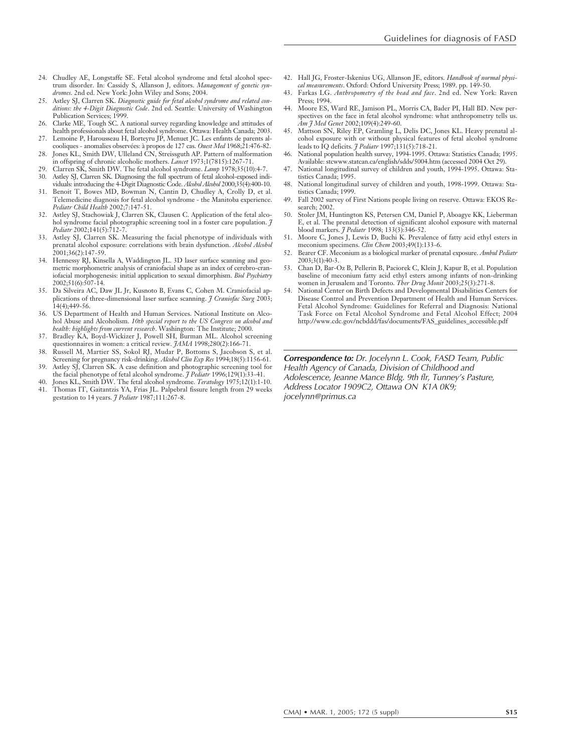24. Chudley AE, Longstaffe SE. Fetal alcohol syndrome and fetal alcohol spectrum disorder. In: Cassidy S, Allanson J, editors. *Management of genetic syndromes*. 2nd ed. New York: John Wiley and Sons; 2004.
25. Astley SJ, Clarren SK. *Diagnostic guide for fetal alcohol syndrome and related conditions: the 4-Digit Diagnostic Code*. 2nd ed. Seattle: University of Washington Publication Services; 1999.
26. Clarke ME, Tough SC. A national survey regarding knowledge and attitudes of health professionals about fetal alcohol syndrome. Ottawa: Health Canada; 2003.
27. Lemoine P, Harousseau H, Borteyru JP, Menuet JC. Les enfants de parents alcooliques - anomalies observées: à propos de 127 cas. *Ouest Med* 1968;21:476-82.
28. Jones KL, Smith DW, Ulleland CN, Streissguth AP. Pattern of malformation in offspring of chronic alcoholic mothers. *Lancet* 1973;1(7815):1267-71.
29. Clarren SK, Smith DW. The fetal alcohol syndrome. *Lamp* 1978;35(10):4-7.
30. Astley SJ, Clarren SK. Diagnosing the full spectrum of fetal alcohol-exposed individuals: introducing the 4-Digit Diagnostic Code. *Alcohol Alcohol* 2000;35(4):400-10.
31. Benoit T, Bowes MD, Bowman N, Cantin D, Chudley A, Crolly D, et al. Telemedicine diagnosis for fetal alcohol syndrome - the Manitoba experience. *Pediatr Child Health* 2002;7:147-51.
32. Astley SJ, Stachowiak J, Clarren SK, Clausen C. Application of the fetal alcohol syndrome facial photographic screening tool in a foster care population. *J Pediatr* 2002;141(5):712-7.
33. Astley SJ, Clarren SK. Measuring the facial phenotype of individuals with prenatal alcohol exposure: correlations with brain dysfunction. *Alcohol Alcohol* 2001;36(2):147-59.
34. Hennessy RJ, Kinsella A, Waddington JL. 3D laser surface scanning and geometric morphometric analysis of craniofacial shape as an index of cerebro-craniofacial morphogenesis: initial application to sexual dimorphism. *Biol Psychiatry* 2002;51(6):507-14.
35. Da Silveira AC, Daw JL Jr, Kusnoto B, Evans C, Cohen M. Craniofacial applications of three-dimensional laser surface scanning. *J Craniofac Surg* 2003; 14(4);449-56.
36. US Department of Health and Human Services. National Institute on Alcohol Abuse and Alcoholism. *10th special report to the US Congress on alcohol and health: highlights from current research*. Washington: The Institute; 2000.
37. Bradley KA, Boyd-Wickizer J, Powell SH, Burman ML. Alcohol screening questionnaires in women: a critical review. *JAMA* 1998;280(2):166-71.
38. Russell M, Martier SS, Sokol RJ, Mudar P, Bottoms S, Jacobson S, et al. Screening for pregnancy risk-drinking. *Alcohol Clin Exp Res* 1994;18(5):1156-61.
39. Astley SJ, Clarren SK. A case definition and photographic screening tool for the facial phenotype of fetal alcohol syndrome. *J Pediatr* 1996;129(1):33-41.
40. Jones KL, Smith DW. The fetal alcohol syndrome. *Teratology* 1975;12(1):1-10.
41. Thomas IT, Gaitantzis YA, Frias JL. Palpebral fissure length from 29 weeks gestation to 14 years. *J Pediatr* 1987;111:267-8.
42. Hall JG, Froster-Iskenius UG, Allanson JE, editors. *Handbook of normal physical measurements*. Oxford: Oxford University Press; 1989. pp. 149-50.
43. Farkas LG. *Anthropometry of the head and face*. 2nd ed. New York: Raven Press; 1994.
44. Moore ES, Ward RE, Jamison PL, Morris CA, Bader PI, Hall BD. New perspectives on the face in fetal alcohol syndrome: what anthropometry tells us. *Am J Med Genet* 2002;109(4):249-60.
45. Mattson SN, Riley EP, Gramling L, Delis DC, Jones KL. Heavy prenatal alcohol exposure with or without physical features of fetal alcohol syndrome leads to IQ deficits. *J Pediatr* 1997;131(5):718-21.
46. National population health survey, 1994-1995. Ottawa: Statistics Canada; 1995. Available: stcwww.statcan.ca/english/sdds/5004.htm (accessed 2004 Oct 29).
47. National longitudinal survey of children and youth, 1994-1995. Ottawa: Statistics Canada; 1995.
48. National longitudinal survey of children and youth, 1998-1999. Ottawa: Statistics Canada; 1999.
49. Fall 2002 survey of First Nations people living on reserve. Ottawa: EKOS Research; 2002.
50. Stoler JM, Huntington KS, Petersen CM, Daniel P, Aboagye KK, Lieberman E, et al. The prenatal detection of significant alcohol exposure with maternal blood markers. *J Pediatr* 1998; 133(3):346-52.
51. Moore C, Jones J, Lewis D, Buchi K. Prevalence of fatty acid ethyl esters in meconium specimens. *Clin Chem* 2003;49(1):133-6.
52. Bearer CF. Meconium as a biological marker of prenatal exposure. *Ambul Pediatr* 2003;3(1):40-3.
53. Chan D, Bar-Oz B, Pellerin B, Paciorek C, Klein J, Kapur B, et al. Population baseline of meconium fatty acid ethyl esters among infants of non-drinking women in Jerusalem and Toronto. *Ther Drug Monit* 2003;25(3):271-8.
54. National Center on Birth Defects and Developmental Disabilities Centers for Disease Control and Prevention Department of Health and Human Services. Fetal Alcohol Syndrome: Guidelines for Referral and Diagnosis: National Task Force on Fetal Alcohol Syndrome and Fetal Alcohol Effect; 2004 http://www.cdc.gov/ncbddd/fas/documents/FAS_guidelines_accessible.pdf

***Correspondence to:*** *Dr. Jocelynn L. Cook, FASD Team, Public Health Agency of Canada, Division of Childhood and Adolescence, Jeanne Mance Bldg. 9th flr, Tunney's Pasture, Address Locator 1909C2, Ottawa ON K1A 0K9; jocelynn@primus.ca*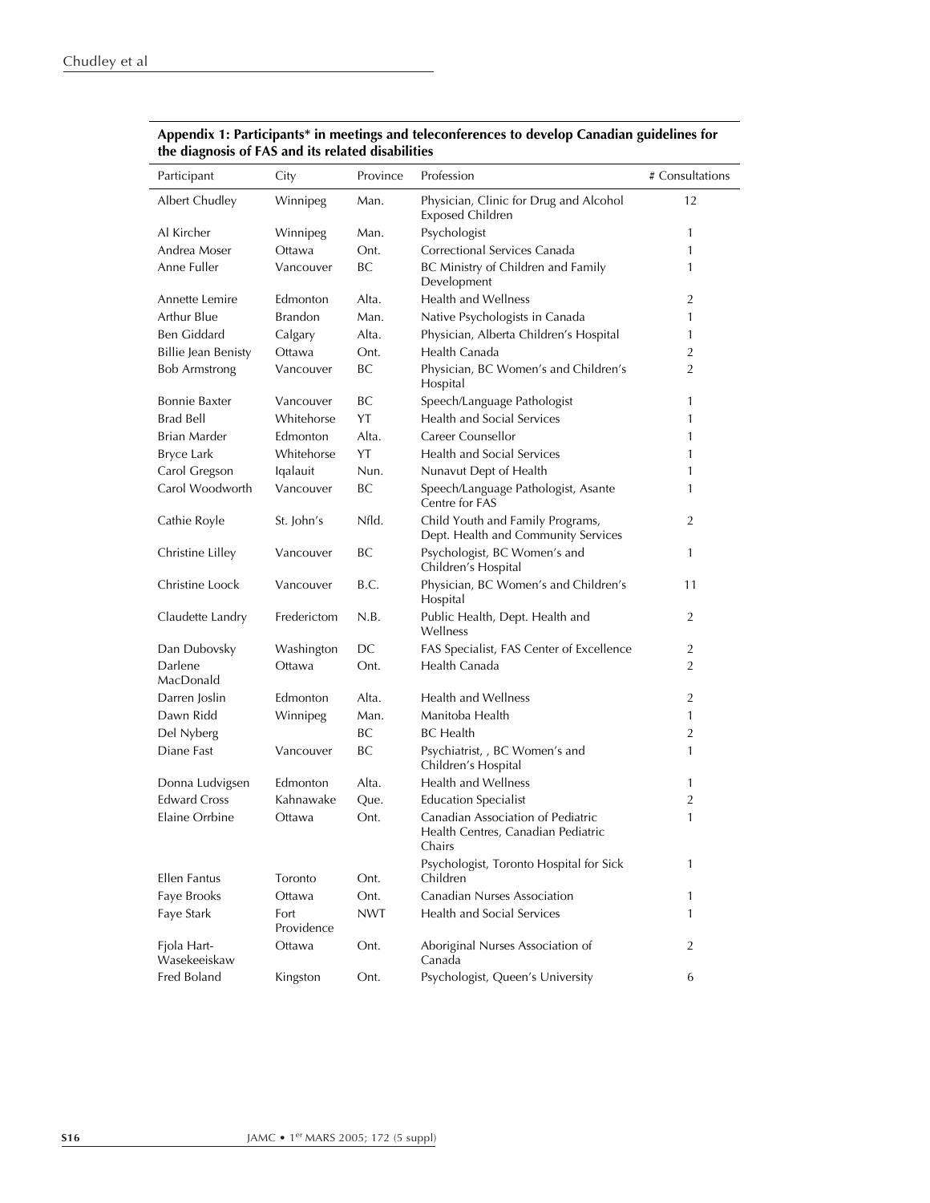**Appendix 1: Participants* in meetings and teleconferences to develop Canadian guidelines for the diagnosis of FAS and its related disabilities**

| Participant | City | Province | Profession | # Consultations |
|---|---|---|---|---|
| Albert Chudley | Winnipeg | Man. | Physician, Clinic for Drug and Alcohol Exposed Children | 12 |
| Al Kircher | Winnipeg | Man. | Psychologist | 1 |
| Andrea Moser | Ottawa | Ont. | Correctional Services Canada | 1 |
| Anne Fuller | Vancouver | BC | BC Ministry of Children and Family Development | 1 |
| Annette Lemire | Edmonton | Alta. | Health and Wellness | 2 |
| Arthur Blue | Brandon | Man. | Native Psychologists in Canada | 1 |
| Ben Giddard | Calgary | Alta. | Physician, Alberta Children's Hospital | 1 |
| Billie Jean Benisty | Ottawa | Ont. | Health Canada | 2 |
| Bob Armstrong | Vancouver | BC | Physician, BC Women's and Children's Hospital | 2 |
| Bonnie Baxter | Vancouver | BC | Speech/Language Pathologist | 1 |
| Brad Bell | Whitehorse | YT | Health and Social Services | 1 |
| Brian Marder | Edmonton | Alta. | Career Counsellor | 1 |
| Bryce Lark | Whitehorse | YT | Health and Social Services | 1 |
| Carol Gregson | Iqalauit | Nun. | Nunavut Dept of Health | 1 |
| Carol Woodworth | Vancouver | BC | Speech/Language Pathologist, Asante Centre for FAS | 1 |
| Cathie Royle | St. John's | Nfld. | Child Youth and Family Programs, Dept. Health and Community Services | 2 |
| Christine Lilley | Vancouver | BC | Psychologist, BC Women's and Children's Hospital | 1 |
| Christine Loock | Vancouver | B.C. | Physician, BC Women's and Children's Hospital | 11 |
| Claudette Landry | Frederictom | N.B. | Public Health, Dept. Health and Wellness | 2 |
| Dan Dubovsky | Washington | DC | FAS Specialist, FAS Center of Excellence | 2 |
| Darlene MacDonald | Ottawa | Ont. | Health Canada | 2 |
| Darren Joslin | Edmonton | Alta. | Health and Wellness | 2 |
| Dawn Ridd | Winnipeg | Man. | Manitoba Health | 1 |
| Del Nyberg | | BC | BC Health | 2 |
| Diane Fast | Vancouver | BC | Psychiatrist, , BC Women's and Children's Hospital | 1 |
| Donna Ludvigsen | Edmonton | Alta. | Health and Wellness | 1 |
| Edward Cross | Kahnawake | Que. | Education Specialist | 2 |
| Elaine Orrbine | Ottawa | Ont. | Canadian Association of Pediatric Health Centres, Canadian Pediatric Chairs | 1 |
| Ellen Fantus | Toronto | Ont. | Psychologist, Toronto Hospital for Sick Children | 1 |
| Faye Brooks | Ottawa | Ont. | Canadian Nurses Association | 1 |
| Faye Stark | Fort Providence | NWT | Health and Social Services | 1 |
| Fjola Hart-Wasekeeiskaw | Ottawa | Ont. | Aboriginal Nurses Association of Canada | 2 |
| Fred Boland | Kingston | Ont. | Psychologist, Queen's University | 6 |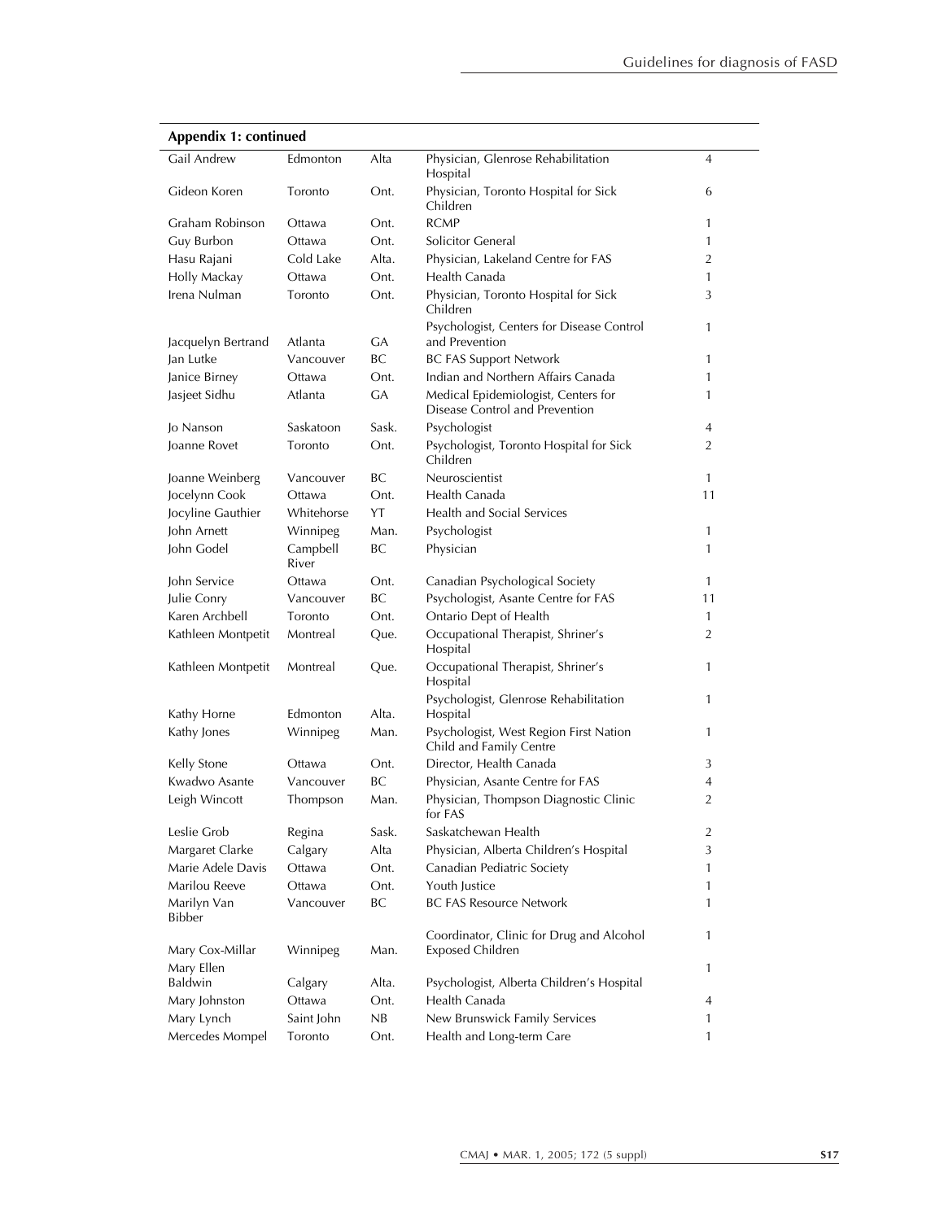**Appendix 1: continued**

| | | | | |
|---|---|---|---|---|
| Gail Andrew | Edmonton | Alta | Physician, Glenrose Rehabilitation Hospital | 4 |
| Gideon Koren | Toronto | Ont. | Physician, Toronto Hospital for Sick Children | 6 |
| Graham Robinson | Ottawa | Ont. | RCMP | 1 |
| Guy Burbon | Ottawa | Ont. | Solicitor General | 1 |
| Hasu Rajani | Cold Lake | Alta. | Physician, Lakeland Centre for FAS | 2 |
| Holly Mackay | Ottawa | Ont. | Health Canada | 1 |
| Irena Nulman | Toronto | Ont. | Physician, Toronto Hospital for Sick Children | 3 |
| Jacquelyn Bertrand | Atlanta | GA | Psychologist, Centers for Disease Control and Prevention | 1 |
| Jan Lutke | Vancouver | BC | BC FAS Support Network | 1 |
| Janice Birney | Ottawa | Ont. | Indian and Northern Affairs Canada | 1 |
| Jasjeet Sidhu | Atlanta | GA | Medical Epidemiologist, Centers for Disease Control and Prevention | 1 |
| Jo Nanson | Saskatoon | Sask. | Psychologist | 4 |
| Joanne Rovet | Toronto | Ont. | Psychologist, Toronto Hospital for Sick Children | 2 |
| Joanne Weinberg | Vancouver | BC | Neuroscientist | 1 |
| Jocelynn Cook | Ottawa | Ont. | Health Canada | 11 |
| Jocyline Gauthier | Whitehorse | YT | Health and Social Services | |
| John Arnett | Winnipeg | Man. | Psychologist | 1 |
| John Godel | Campbell River | BC | Physician | 1 |
| John Service | Ottawa | Ont. | Canadian Psychological Society | 1 |
| Julie Conry | Vancouver | BC | Psychologist, Asante Centre for FAS | 11 |
| Karen Archbell | Toronto | Ont. | Ontario Dept of Health | 1 |
| Kathleen Montpetit | Montreal | Que. | Occupational Therapist, Shriner's Hospital | 2 |
| Kathleen Montpetit | Montreal | Que. | Occupational Therapist, Shriner's Hospital | 1 |
| Kathy Horne | Edmonton | Alta. | Psychologist, Glenrose Rehabilitation Hospital | 1 |
| Kathy Jones | Winnipeg | Man. | Psychologist, West Region First Nation Child and Family Centre | 1 |
| Kelly Stone | Ottawa | Ont. | Director, Health Canada | 3 |
| Kwadwo Asante | Vancouver | BC | Physician, Asante Centre for FAS | 4 |
| Leigh Wincott | Thompson | Man. | Physician, Thompson Diagnostic Clinic for FAS | 2 |
| Leslie Grob | Regina | Sask. | Saskatchewan Health | 2 |
| Margaret Clarke | Calgary | Alta | Physician, Alberta Children's Hospital | 3 |
| Marie Adele Davis | Ottawa | Ont. | Canadian Pediatric Society | 1 |
| Marilou Reeve | Ottawa | Ont. | Youth Justice | 1 |
| Marilyn Van Bibber | Vancouver | BC | BC FAS Resource Network | 1 |
| Mary Cox-Millar | Winnipeg | Man. | Coordinator, Clinic for Drug and Alcohol Exposed Children | 1 |
| Mary Ellen Baldwin | Calgary | Alta. | Psychologist, Alberta Children's Hospital | 1 |
| Mary Johnston | Ottawa | Ont. | Health Canada | 4 |
| Mary Lynch | Saint John | NB | New Brunswick Family Services | 1 |
| Mercedes Mompel | Toronto | Ont. | Health and Long-term Care | 1 |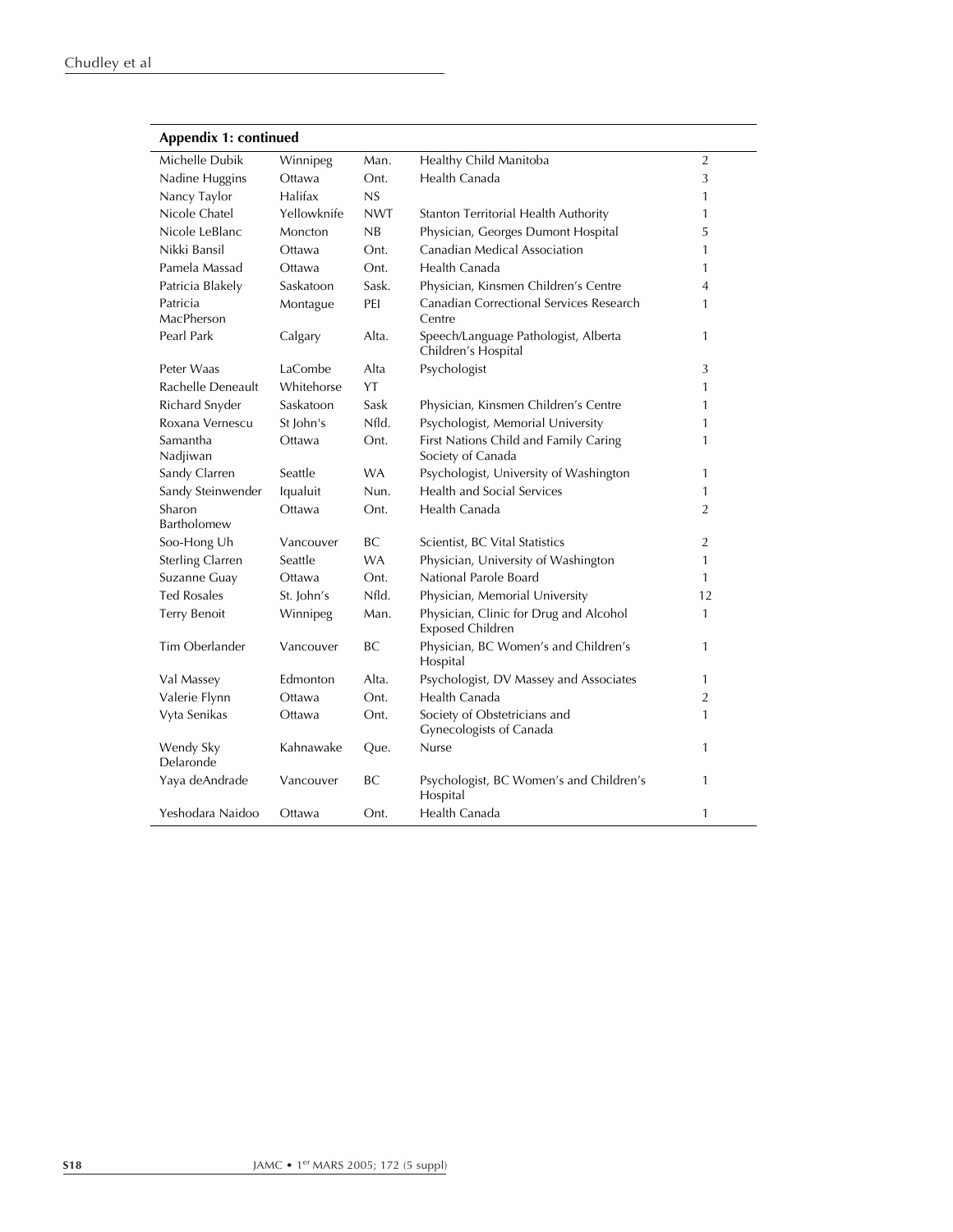**Appendix 1: continued**

| | | | | |
|---|---|---|---|---|
| Michelle Dubik | Winnipeg | Man. | Healthy Child Manitoba | 2 |
| Nadine Huggins | Ottawa | Ont. | Health Canada | 3 |
| Nancy Taylor | Halifax | NS | | 1 |
| Nicole Chatel | Yellowknife | NWT | Stanton Territorial Health Authority | 1 |
| Nicole LeBlanc | Moncton | NB | Physician, Georges Dumont Hospital | 5 |
| Nikki Bansil | Ottawa | Ont. | Canadian Medical Association | 1 |
| Pamela Massad | Ottawa | Ont. | Health Canada | 1 |
| Patricia Blakely | Saskatoon | Sask. | Physician, Kinsmen Children's Centre | 4 |
| Patricia MacPherson | Montague | PEI | Canadian Correctional Services Research Centre | 1 |
| Pearl Park | Calgary | Alta. | Speech/Language Pathologist, Alberta Children's Hospital | 1 |
| Peter Waas | LaCombe | Alta | Psychologist | 3 |
| Rachelle Deneault | Whitehorse | YT | | 1 |
| Richard Snyder | Saskatoon | Sask | Physician, Kinsmen Children's Centre | 1 |
| Roxana Vernescu | St John's | Nfld. | Psychologist, Memorial University | 1 |
| Samantha Nadjiwan | Ottawa | Ont. | First Nations Child and Family Caring Society of Canada | 1 |
| Sandy Clarren | Seattle | WA | Psychologist, University of Washington | 1 |
| Sandy Steinwender | Iqualuit | Nun. | Health and Social Services | 1 |
| Sharon Bartholomew | Ottawa | Ont. | Health Canada | 2 |
| Soo-Hong Uh | Vancouver | BC | Scientist, BC Vital Statistics | 2 |
| Sterling Clarren | Seattle | WA | Physician, University of Washington | 1 |
| Suzanne Guay | Ottawa | Ont. | National Parole Board | 1 |
| Ted Rosales | St. John's | Nfld. | Physician, Memorial University | 12 |
| Terry Benoit | Winnipeg | Man. | Physician, Clinic for Drug and Alcohol Exposed Children | 1 |
| Tim Oberlander | Vancouver | BC | Physician, BC Women's and Children's Hospital | 1 |
| Val Massey | Edmonton | Alta. | Psychologist, DV Massey and Associates | 1 |
| Valerie Flynn | Ottawa | Ont. | Health Canada | 2 |
| Vyta Senikas | Ottawa | Ont. | Society of Obstetricians and Gynecologists of Canada | 1 |
| Wendy Sky Delaronde | Kahnawake | Que. | Nurse | 1 |
| Yaya deAndrade | Vancouver | BC | Psychologist, BC Women's and Children's Hospital | 1 |
| Yeshodara Naidoo | Ottawa | Ont. | Health Canada | 1 |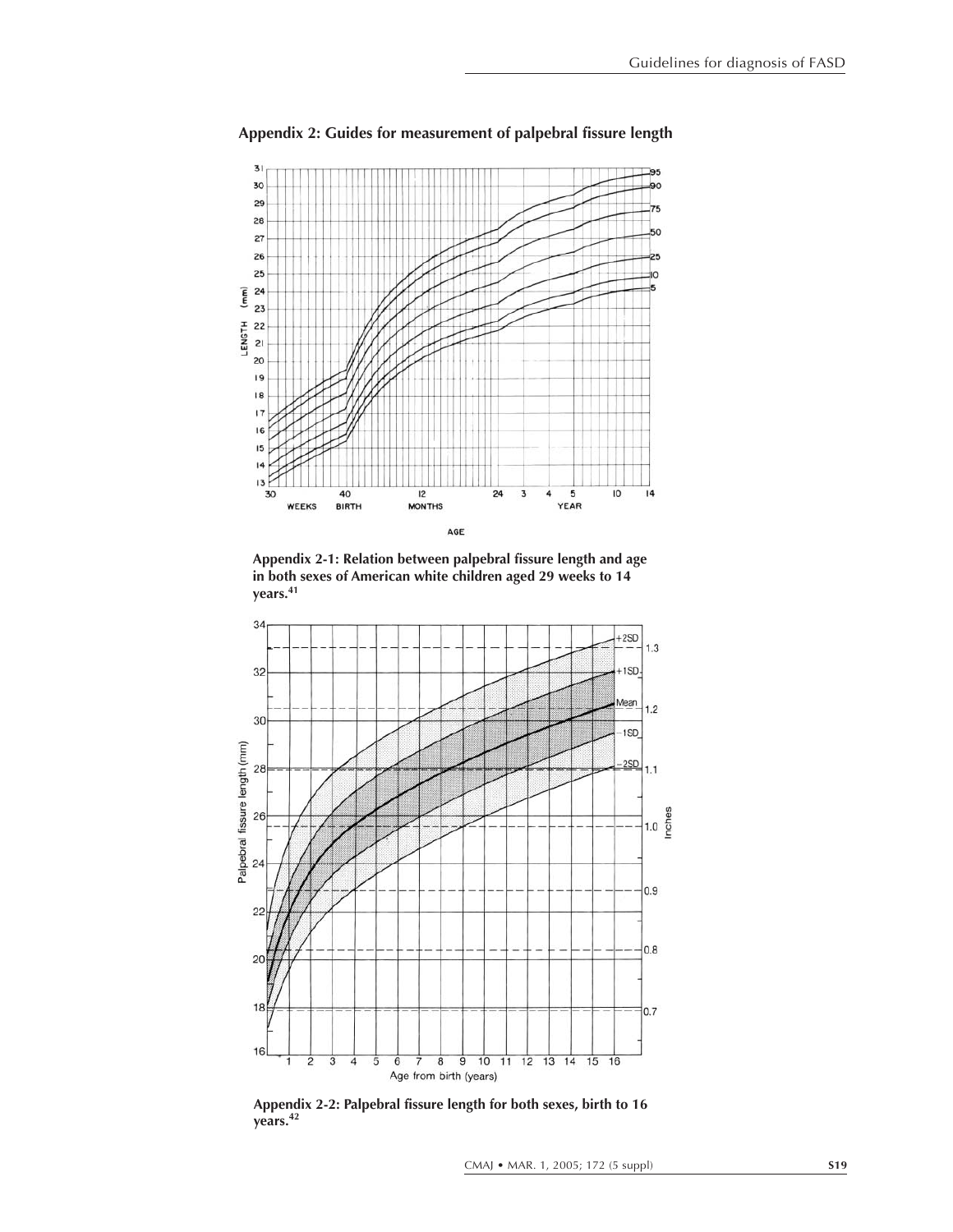## Appendix 2: Guides for measurement of palpebral fissure length

**Appendix 2-1: Relation between palpebral fissure length and age in both sexes of American white children aged 29 weeks to 14 years.[41]**

**Appendix 2-2: Palpebral fissure length for both sexes, birth to 16 years.[42]**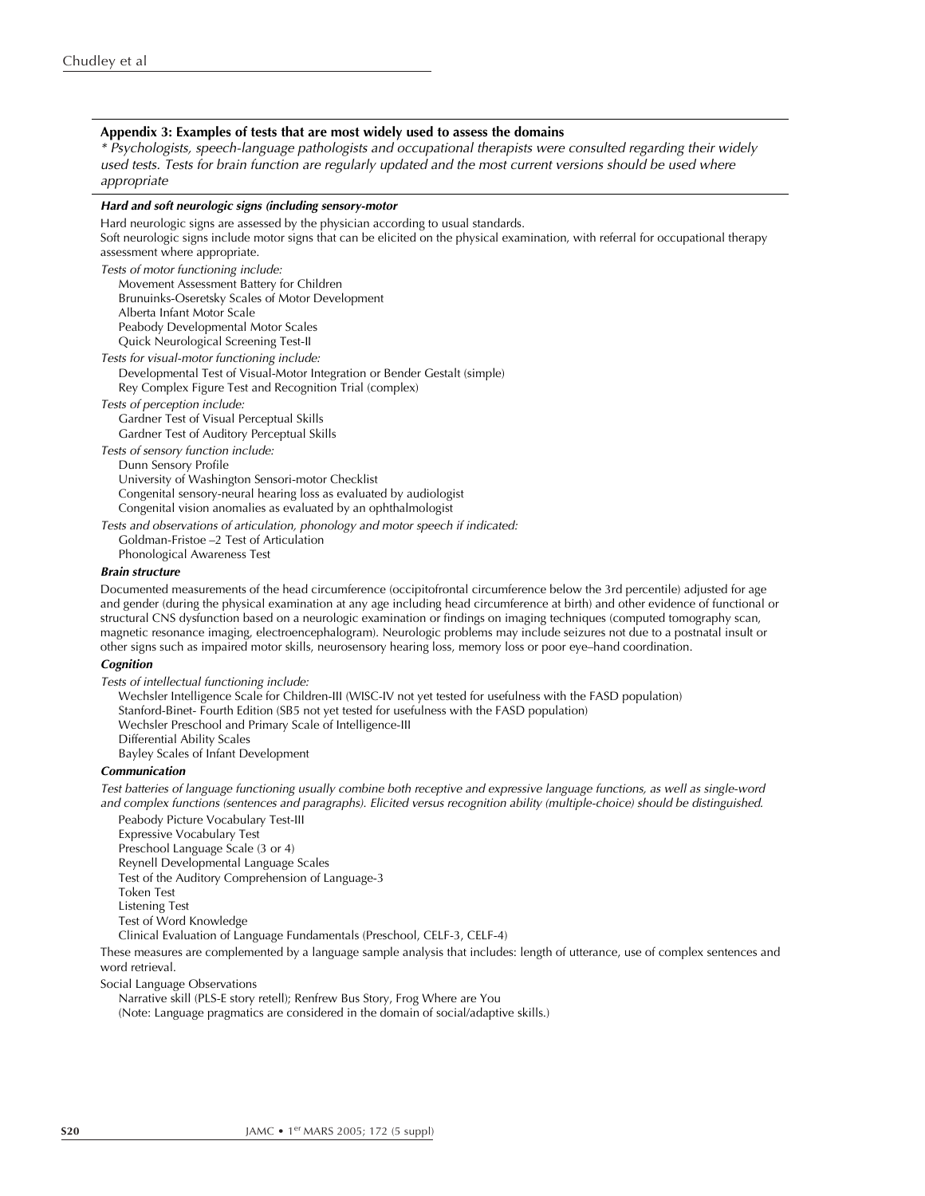## Appendix 3: Examples of tests that are most widely used to assess the domains

*\* Psychologists, speech-language pathologists and occupational therapists were consulted regarding their widely used tests. Tests for brain function are regularly updated and the most current versions should be used where appropriate*

### *Hard and soft neurologic signs (including sensory-motor*

Hard neurologic signs are assessed by the physician according to usual standards.
Soft neurologic signs include motor signs that can be elicited on the physical examination, with referral for occupational therapy assessment where appropriate.

*Tests of motor functioning include:*
- Movement Assessment Battery for Children
- Brunuinks-Oseretsky Scales of Motor Development
- Alberta Infant Motor Scale
- Peabody Developmental Motor Scales
- Quick Neurological Screening Test-II

*Tests for visual-motor functioning include:*
- Developmental Test of Visual-Motor Integration or Bender Gestalt (simple)
- Rey Complex Figure Test and Recognition Trial (complex)

*Tests of perception include:*
- Gardner Test of Visual Perceptual Skills
- Gardner Test of Auditory Perceptual Skills

*Tests of sensory function include:*
- Dunn Sensory Profile
- University of Washington Sensori-motor Checklist
- Congenital sensory-neural hearing loss as evaluated by audiologist
- Congenital vision anomalies as evaluated by an ophthalmologist

*Tests and observations of articulation, phonology and motor speech if indicated:*
- Goldman-Fristoe –2 Test of Articulation
- Phonological Awareness Test

### *Brain structure*

Documented measurements of the head circumference (occipitofrontal circumference below the 3rd percentile) adjusted for age and gender (during the physical examination at any age including head circumference at birth) and other evidence of functional or structural CNS dysfunction based on a neurologic examination or findings on imaging techniques (computed tomography scan, magnetic resonance imaging, electroencephalogram). Neurologic problems may include seizures not due to a postnatal insult or other signs such as impaired motor skills, neurosensory hearing loss, memory loss or poor eye–hand coordination.

### *Cognition*

*Tests of intellectual functioning include:*
- Wechsler Intelligence Scale for Children-III (WISC-IV not yet tested for usefulness with the FASD population)
- Stanford-Binet- Fourth Edition (SB5 not yet tested for usefulness with the FASD population)
- Wechsler Preschool and Primary Scale of Intelligence-III
- Differential Ability Scales
- Bayley Scales of Infant Development

### *Communication*

*Test batteries of language functioning usually combine both receptive and expressive language functions, as well as single-word and complex functions (sentences and paragraphs). Elicited versus recognition ability (multiple-choice) should be distinguished.*

- Peabody Picture Vocabulary Test-III
- Expressive Vocabulary Test
- Preschool Language Scale (3 or 4)
- Reynell Developmental Language Scales
- Test of the Auditory Comprehension of Language-3
- Token Test
- Listening Test
- Test of Word Knowledge
- Clinical Evaluation of Language Fundamentals (Preschool, CELF-3, CELF-4)

These measures are complemented by a language sample analysis that includes: length of utterance, use of complex sentences and word retrieval.

Social Language Observations
- Narrative skill (PLS-E story retell); Renfrew Bus Story, Frog Where are You
- (Note: Language pragmatics are considered in the domain of social/adaptive skills.)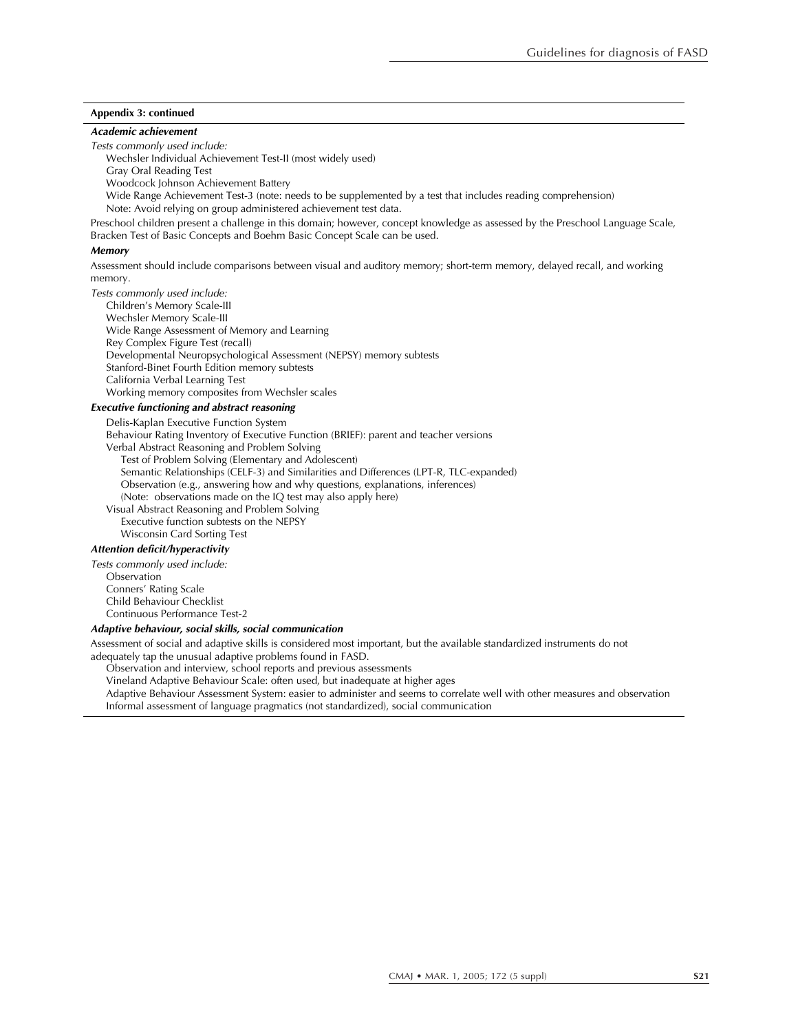**Appendix 3: continued**

***Academic achievement***

*Tests commonly used include:*

- Wechsler Individual Achievement Test-II (most widely used)
- Gray Oral Reading Test
- Woodcock Johnson Achievement Battery
- Wide Range Achievement Test-3 (note: needs to be supplemented by a test that includes reading comprehension)
- Note: Avoid relying on group administered achievement test data.

Preschool children present a challenge in this domain; however, concept knowledge as assessed by the Preschool Language Scale, Bracken Test of Basic Concepts and Boehm Basic Concept Scale can be used.

***Memory***

Assessment should include comparisons between visual and auditory memory; short-term memory, delayed recall, and working memory.

*Tests commonly used include:*

- Children's Memory Scale-III
- Wechsler Memory Scale-III
- Wide Range Assessment of Memory and Learning
- Rey Complex Figure Test (recall)
- Developmental Neuropsychological Assessment (NEPSY) memory subtests
- Stanford-Binet Fourth Edition memory subtests
- California Verbal Learning Test
- Working memory composites from Wechsler scales

***Executive functioning and abstract reasoning***

- Delis-Kaplan Executive Function System
- Behaviour Rating Inventory of Executive Function (BRIEF): parent and teacher versions
- Verbal Abstract Reasoning and Problem Solving
  - Test of Problem Solving (Elementary and Adolescent)
  - Semantic Relationships (CELF-3) and Similarities and Differences (LPT-R, TLC-expanded)
  - Observation (e.g., answering how and why questions, explanations, inferences)
  - (Note: observations made on the IQ test may also apply here)
- Visual Abstract Reasoning and Problem Solving
  - Executive function subtests on the NEPSY
  - Wisconsin Card Sorting Test

***Attention deficit/hyperactivity***

*Tests commonly used include:*

- Observation
- Conners' Rating Scale
- Child Behaviour Checklist
- Continuous Performance Test-2

***Adaptive behaviour, social skills, social communication***

Assessment of social and adaptive skills is considered most important, but the available standardized instruments do not adequately tap the unusual adaptive problems found in FASD.

- Observation and interview, school reports and previous assessments
- Vineland Adaptive Behaviour Scale: often used, but inadequate at higher ages
- Adaptive Behaviour Assessment System: easier to administer and seems to correlate well with other measures and observation
- Informal assessment of language pragmatics (not standardized), social communication